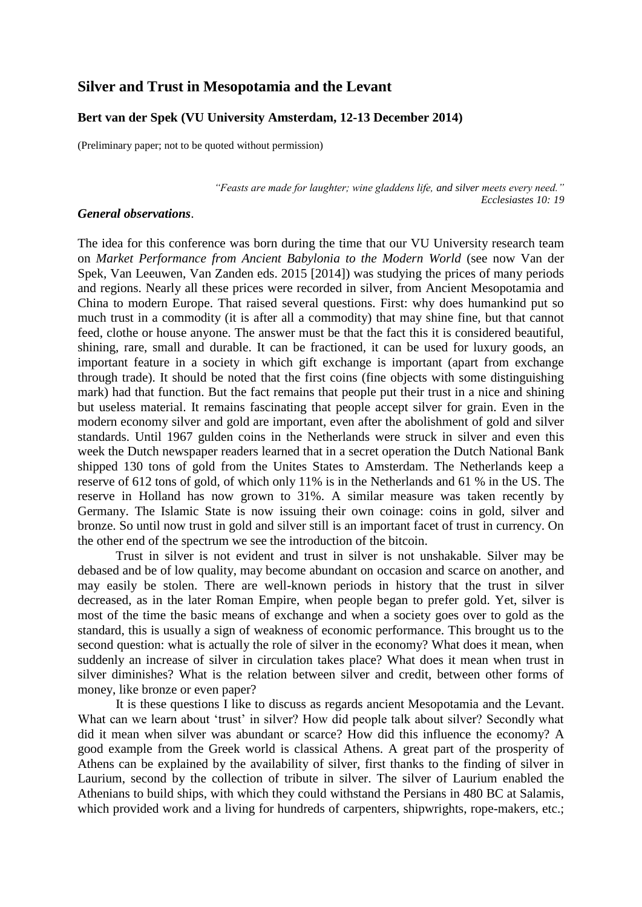# Silver and Trust in Mesopotamia and the Levant

**Bert van der Spek (VU University Amsterdam, 12-13 December 2014)**

(Preliminary paper; not to be quoted without permission)

> *"Feasts are made for laughter; wine gladdens life, and silver meets every need."*
> *Ecclesiastes 10: 19*

***General observations***.

The idea for this conference was born during the time that our VU University research team on *Market Performance from Ancient Babylonia to the Modern World* (see now Van der Spek, Van Leeuwen, Van Zanden eds. 2015 [2014]) was studying the prices of many periods and regions. Nearly all these prices were recorded in silver, from Ancient Mesopotamia and China to modern Europe. That raised several questions. First: why does humankind put so much trust in a commodity (it is after all a commodity) that may shine fine, but that cannot feed, clothe or house anyone. The answer must be that the fact this it is considered beautiful, shining, rare, small and durable. It can be fractioned, it can be used for luxury goods, an important feature in a society in which gift exchange is important (apart from exchange through trade). It should be noted that the first coins (fine objects with some distinguishing mark) had that function. But the fact remains that people put their trust in a nice and shining but useless material. It remains fascinating that people accept silver for grain. Even in the modern economy silver and gold are important, even after the abolishment of gold and silver standards. Until 1967 gulden coins in the Netherlands were struck in silver and even this week the Dutch newspaper readers learned that in a secret operation the Dutch National Bank shipped 130 tons of gold from the Unites States to Amsterdam. The Netherlands keep a reserve of 612 tons of gold, of which only 11% is in the Netherlands and 61 % in the US. The reserve in Holland has now grown to 31%. A similar measure was taken recently by Germany. The Islamic State is now issuing their own coinage: coins in gold, silver and bronze. So until now trust in gold and silver still is an important facet of trust in currency. On the other end of the spectrum we see the introduction of the bitcoin.

Trust in silver is not evident and trust in silver is not unshakable. Silver may be debased and be of low quality, may become abundant on occasion and scarce on another, and may easily be stolen. There are well-known periods in history that the trust in silver decreased, as in the later Roman Empire, when people began to prefer gold. Yet, silver is most of the time the basic means of exchange and when a society goes over to gold as the standard, this is usually a sign of weakness of economic performance. This brought us to the second question: what is actually the role of silver in the economy? What does it mean, when suddenly an increase of silver in circulation takes place? What does it mean when trust in silver diminishes? What is the relation between silver and credit, between other forms of money, like bronze or even paper?

It is these questions I like to discuss as regards ancient Mesopotamia and the Levant. What can we learn about 'trust' in silver? How did people talk about silver? Secondly what did it mean when silver was abundant or scarce? How did this influence the economy? A good example from the Greek world is classical Athens. A great part of the prosperity of Athens can be explained by the availability of silver, first thanks to the finding of silver in Laurium, second by the collection of tribute in silver. The silver of Laurium enabled the Athenians to build ships, with which they could withstand the Persians in 480 BC at Salamis, which provided work and a living for hundreds of carpenters, shipwrights, rope-makers, etc.;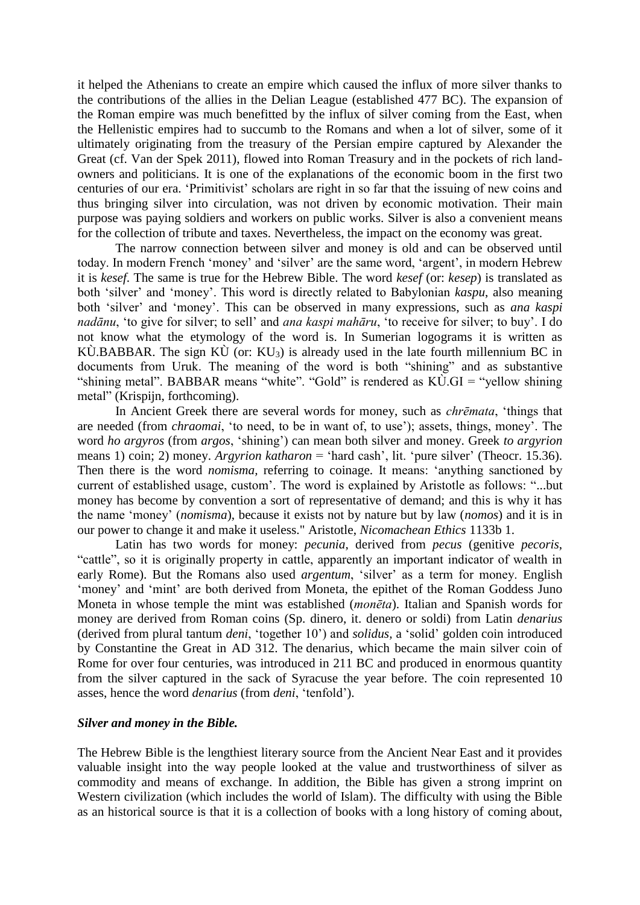it helped the Athenians to create an empire which caused the influx of more silver thanks to the contributions of the allies in the Delian League (established 477 BC). The expansion of the Roman empire was much benefitted by the influx of silver coming from the East, when the Hellenistic empires had to succumb to the Romans and when a lot of silver, some of it ultimately originating from the treasury of the Persian empire captured by Alexander the Great (cf. Van der Spek 2011), flowed into Roman Treasury and in the pockets of rich land-owners and politicians. It is one of the explanations of the economic boom in the first two centuries of our era. 'Primitivist' scholars are right in so far that the issuing of new coins and thus bringing silver into circulation, was not driven by economic motivation. Their main purpose was paying soldiers and workers on public works. Silver is also a convenient means for the collection of tribute and taxes. Nevertheless, the impact on the economy was great.

The narrow connection between silver and money is old and can be observed until today. In modern French 'money' and 'silver' are the same word, 'argent', in modern Hebrew it is *kesef*. The same is true for the Hebrew Bible. The word *kesef* (or: *kesep*) is translated as both 'silver' and 'money'. This word is directly related to Babylonian *kaspu*, also meaning both 'silver' and 'money'. This can be observed in many expressions, such as *ana kaspi nadānu*, 'to give for silver; to sell' and *ana kaspi mahāru*, 'to receive for silver; to buy'. I do not know what the etymology of the word is. In Sumerian logograms it is written as KÙ.BABBAR. The sign KÙ (or: $KU_3$) is already used in the late fourth millennium BC in documents from Uruk. The meaning of the word is both "shining" and as substantive "shining metal". BABBAR means "white". "Gold" is rendered as KÙ.GI = "yellow shining metal" (Krispijn, forthcoming).

In Ancient Greek there are several words for money, such as *chrēmata*, 'things that are needed (from *chraomai*, 'to need, to be in want of, to use'); assets, things, money'. The word *ho argyros* (from *argos*, 'shining') can mean both silver and money. Greek *to argyrion* means 1) coin; 2) money. *Argyrion katharon* = 'hard cash', lit. 'pure silver' (Theocr. 15.36). Then there is the word *nomisma,* referring to coinage. It means: 'anything sanctioned by current of established usage, custom'. The word is explained by Aristotle as follows: "...but money has become by convention a sort of representative of demand; and this is why it has the name 'money' (*nomisma*), because it exists not by nature but by law (*nomos*) and it is in our power to change it and make it useless." Aristotle, *Nicomachean Ethics* 1133b 1.

Latin has two words for money: *pecunia*, derived from *pecus* (genitive *pecoris*, "cattle", so it is originally property in cattle, apparently an important indicator of wealth in early Rome). But the Romans also used *argentum*, 'silver' as a term for money. English 'money' and 'mint' are both derived from Moneta, the epithet of the Roman Goddess Juno Moneta in whose temple the mint was established (*monēta*). Italian and Spanish words for money are derived from Roman coins (Sp. dinero, it. denero or soldi) from Latin *denarius* (derived from plural tantum *deni*, 'together 10') and *solidus,* a 'solid' golden coin introduced by Constantine the Great in AD 312. The denarius, which became the main silver coin of Rome for over four centuries, was introduced in 211 BC and produced in enormous quantity from the silver captured in the sack of Syracuse the year before. The coin represented 10 asses, hence the word *denarius* (from *deni*, 'tenfold').

### *Silver and money in the Bible.*

The Hebrew Bible is the lengthiest literary source from the Ancient Near East and it provides valuable insight into the way people looked at the value and trustworthiness of silver as commodity and means of exchange. In addition, the Bible has given a strong imprint on Western civilization (which includes the world of Islam). The difficulty with using the Bible as an historical source is that it is a collection of books with a long history of coming about,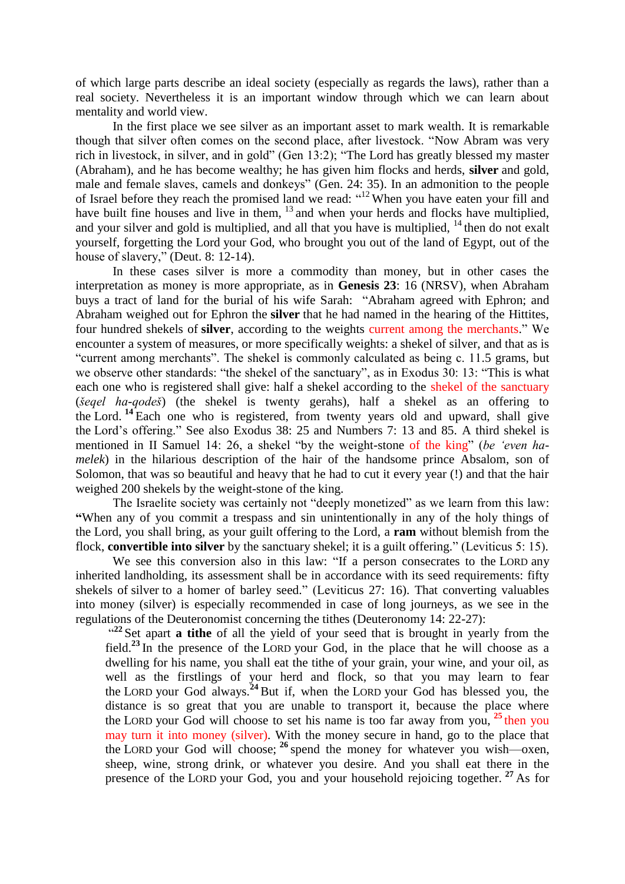of which large parts describe an ideal society (especially as regards the laws), rather than a real society. Nevertheless it is an important window through which we can learn about mentality and world view.

In the first place we see silver as an important asset to mark wealth. It is remarkable though that silver often comes on the second place, after livestock. "Now Abram was very rich in livestock, in silver, and in gold" (Gen 13:2); "The Lord has greatly blessed my master (Abraham), and he has become wealthy; he has given him flocks and herds, **silver** and gold, male and female slaves, camels and donkeys" (Gen. 24: 35). In an admonition to the people of Israel before they reach the promised land we read: "[12] When you have eaten your fill and have built fine houses and live in them, [13] and when your herds and flocks have multiplied, and your silver and gold is multiplied, and all that you have is multiplied, [14] then do not exalt yourself, forgetting the Lord your God, who brought you out of the land of Egypt, out of the house of slavery," (Deut. 8: 12-14).

In these cases silver is more a commodity than money, but in other cases the interpretation as money is more appropriate, as in **Genesis 23**: 16 (NRSV), when Abraham buys a tract of land for the burial of his wife Sarah: "Abraham agreed with Ephron; and Abraham weighed out for Ephron the **silver** that he had named in the hearing of the Hittites, four hundred shekels of **silver**, according to the weights current among the merchants." We encounter a system of measures, or more specifically weights: a shekel of silver, and that as is "current among merchants". The shekel is commonly calculated as being c. 11.5 grams, but we observe other standards: "the shekel of the sanctuary", as in Exodus 30: 13: "This is what each one who is registered shall give: half a shekel according to the shekel of the sanctuary (*šeqel ha-qodeš*) (the shekel is twenty gerahs), half a shekel as an offering to the Lord. [14] Each one who is registered, from twenty years old and upward, shall give the Lord's offering." See also Exodus 38: 25 and Numbers 7: 13 and 85. A third shekel is mentioned in II Samuel 14: 26, a shekel "by the weight-stone of the king" (*be 'even ha-melek*) in the hilarious description of the hair of the handsome prince Absalom, son of Solomon, that was so beautiful and heavy that he had to cut it every year (!) and that the hair weighed 200 shekels by the weight-stone of the king.

The Israelite society was certainly not "deeply monetized" as we learn from this law: **"**When any of you commit a trespass and sin unintentionally in any of the holy things of the Lord, you shall bring, as your guilt offering to the Lord, a **ram** without blemish from the flock, **convertible into silver** by the sanctuary shekel; it is a guilt offering." (Leviticus 5: 15).

We see this conversion also in this law: "If a person consecrates to the LORD any inherited landholding, its assessment shall be in accordance with its seed requirements: fifty shekels of silver to a homer of barley seed." (Leviticus 27: 16). That converting valuables into money (silver) is especially recommended in case of long journeys, as we see in the regulations of the Deuteronomist concerning the tithes (Deuteronomy 14: 22-27):

> "[22] Set apart **a tithe** of all the yield of your seed that is brought in yearly from the field.[23] In the presence of the LORD your God, in the place that he will choose as a dwelling for his name, you shall eat the tithe of your grain, your wine, and your oil, as well as the firstlings of your herd and flock, so that you may learn to fear the LORD your God always.[24] But if, when the LORD your God has blessed you, the distance is so great that you are unable to transport it, because the place where the LORD your God will choose to set his name is too far away from you, [25] then you may turn it into money (silver). With the money secure in hand, go to the place that the LORD your God will choose; [26] spend the money for whatever you wish—oxen, sheep, wine, strong drink, or whatever you desire. And you shall eat there in the presence of the LORD your God, you and your household rejoicing together. [27] As for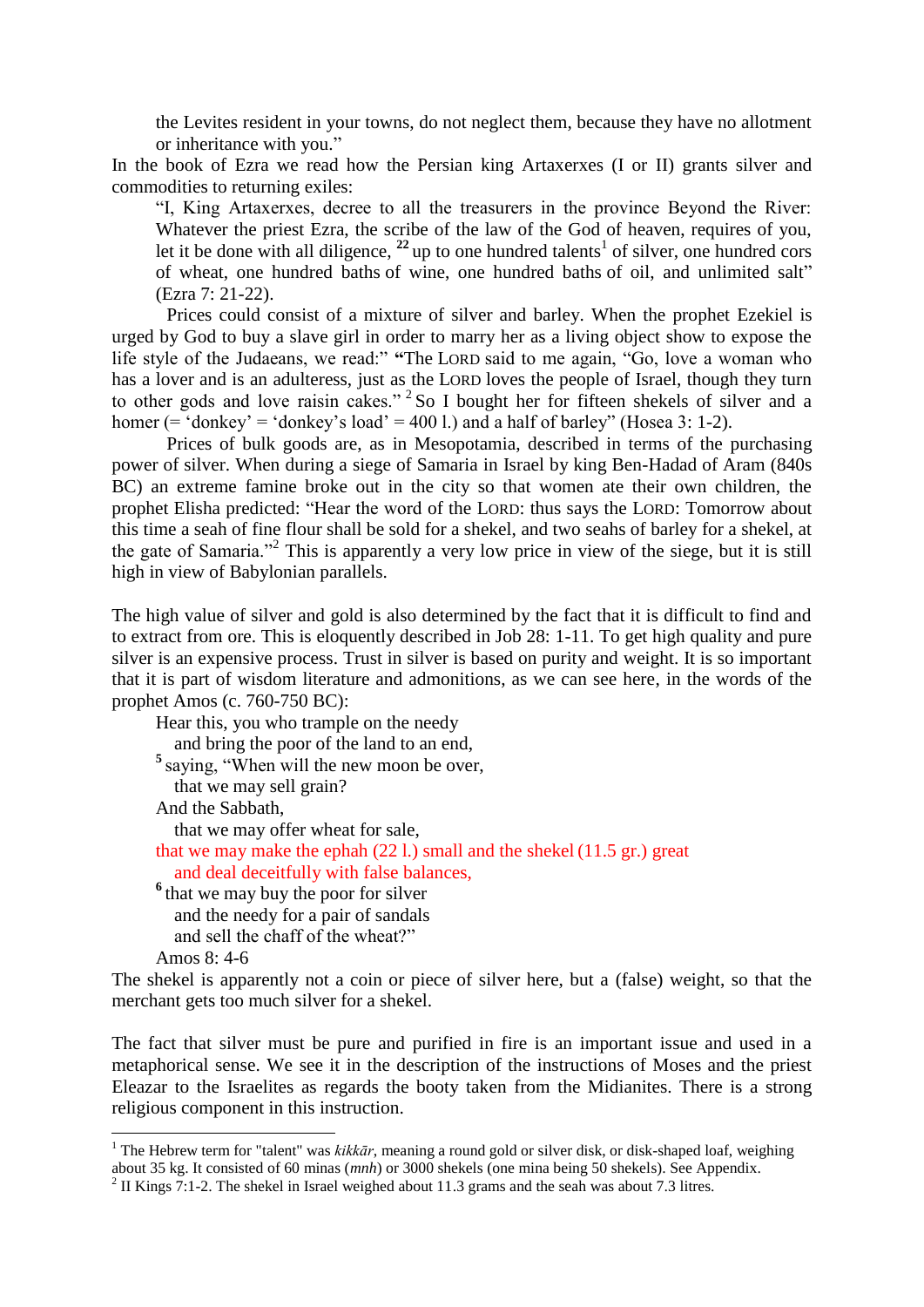> the Levites resident in your towns, do not neglect them, because they have no allotment or inheritance with you."

In the book of Ezra we read how the Persian king Artaxerxes (I or II) grants silver and commodities to returning exiles:

> "I, King Artaxerxes, decree to all the treasurers in the province Beyond the River: Whatever the priest Ezra, the scribe of the law of the God of heaven, requires of you, let it be done with all diligence, **22** up to one hundred talents[1] of silver, one hundred cors of wheat, one hundred baths of wine, one hundred baths of oil, and unlimited salt" (Ezra 7: 21-22).

Prices could consist of a mixture of silver and barley. When the prophet Ezekiel is urged by God to buy a slave girl in order to marry her as a living object show to expose the life style of the Judaeans, we read:" **"**The LORD said to me again, "Go, love a woman who has a lover and is an adulteress, just as the LORD loves the people of Israel, though they turn to other gods and love raisin cakes." 2 So I bought her for fifteen shekels of silver and a homer (= 'donkey' = 'donkey's load' = 400 l.) and a half of barley" (Hosea 3: 1-2).

Prices of bulk goods are, as in Mesopotamia, described in terms of the purchasing power of silver. When during a siege of Samaria in Israel by king Ben-Hadad of Aram (840s BC) an extreme famine broke out in the city so that women ate their own children, the prophet Elisha predicted: "Hear the word of the LORD: thus says the LORD: Tomorrow about this time a seah of fine flour shall be sold for a shekel, and two seahs of barley for a shekel, at the gate of Samaria."[2] This is apparently a very low price in view of the siege, but it is still high in view of Babylonian parallels.

The high value of silver and gold is also determined by the fact that it is difficult to find and to extract from ore. This is eloquently described in Job 28: 1-11. To get high quality and pure silver is an expensive process. Trust in silver is based on purity and weight. It is so important that it is part of wisdom literature and admonitions, as we can see here, in the words of the prophet Amos (c. 760-750 BC):

> Hear this, you who trample on the needy
>   and bring the poor of the land to an end,
> **5** saying, "When will the new moon be over,
>   that we may sell grain?
> And the Sabbath,
>   that we may offer wheat for sale,
> that we may make the ephah (22 l.) small and the shekel (11.5 gr.) great
>   and deal deceitfully with false balances,
> **6** that we may buy the poor for silver
>   and the needy for a pair of sandals
>   and sell the chaff of the wheat?"
> Amos 8: 4-6

The shekel is apparently not a coin or piece of silver here, but a (false) weight, so that the merchant gets too much silver for a shekel.

The fact that silver must be pure and purified in fire is an important issue and used in a metaphorical sense. We see it in the description of the instructions of Moses and the priest Eleazar to the Israelites as regards the booty taken from the Midianites. There is a strong religious component in this instruction.

---

[1] The Hebrew term for "talent" was *kikkār*, meaning a round gold or silver disk, or disk-shaped loaf, weighing about 35 kg. It consisted of 60 minas (*mnh*) or 3000 shekels (one mina being 50 shekels). See Appendix.

[2] II Kings 7:1-2. The shekel in Israel weighed about 11.3 grams and the seah was about 7.3 litres.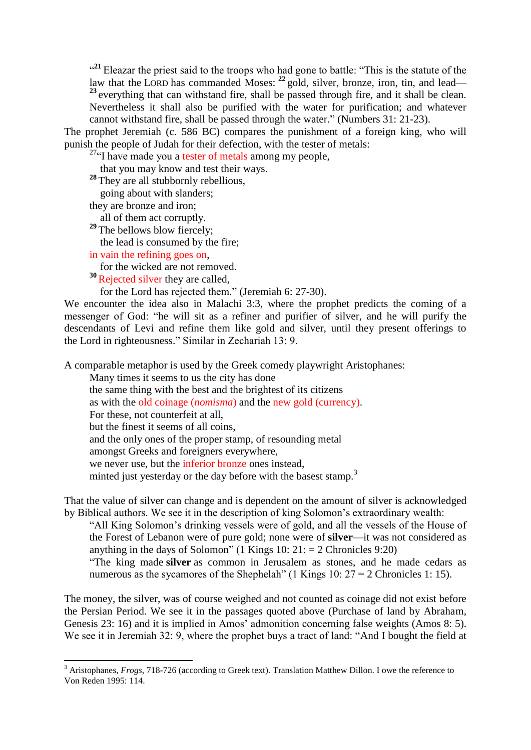> “[21] Eleazar the priest said to the troops who had gone to battle: “This is the statute of the law that the LORD has commanded Moses: [22] gold, silver, bronze, iron, tin, and lead— [23] everything that can withstand fire, shall be passed through fire, and it shall be clean. Nevertheless it shall also be purified with the water for purification; and whatever cannot withstand fire, shall be passed through the water.” (Numbers 31: 21-23).

The prophet Jeremiah (c. 586 BC) compares the punishment of a foreign king, who will punish the people of Judah for their defection, with the tester of metals:

> [27]“I have made you a tester of metals among my people,
> that you may know and test their ways.
> [28] They are all stubbornly rebellious,
> going about with slanders;
> they are bronze and iron;
> all of them act corruptly.
> [29] The bellows blow fiercely;
> the lead is consumed by the fire;
> in vain the refining goes on,
> for the wicked are not removed.
> [30] Rejected silver they are called,
> for the Lord has rejected them.” (Jeremiah 6: 27-30).

We encounter the idea also in Malachi 3:3, where the prophet predicts the coming of a messenger of God: “he will sit as a refiner and purifier of silver, and he will purify the descendants of Levi and refine them like gold and silver, until they present offerings to the Lord in righteousness.” Similar in Zechariah 13: 9.

A comparable metaphor is used by the Greek comedy playwright Aristophanes:

> Many times it seems to us the city has done
> the same thing with the best and the brightest of its citizens
> as with the old coinage (*nomisma*) and the new gold (currency).
> For these, not counterfeit at all,
> but the finest it seems of all coins,
> and the only ones of the proper stamp, of resounding metal
> amongst Greeks and foreigners everywhere,
> we never use, but the inferior bronze ones instead,
> minted just yesterday or the day before with the basest stamp.[3]

That the value of silver can change and is dependent on the amount of silver is acknowledged by Biblical authors. We see it in the description of king Solomon’s extraordinary wealth:

> “All King Solomon’s drinking vessels were of gold, and all the vessels of the House of the Forest of Lebanon were of pure gold; none were of **silver**—it was not considered as anything in the days of Solomon” (1 Kings 10: 21: = 2 Chronicles 9:20)
>
> “The king made **silver** as common in Jerusalem as stones, and he made cedars as numerous as the sycamores of the Shephelah” (1 Kings 10: 27 = 2 Chronicles 1: 15).

The money, the silver, was of course weighed and not counted as coinage did not exist before the Persian Period. We see it in the passages quoted above (Purchase of land by Abraham, Genesis 23: 16) and it is implied in Amos’ admonition concerning false weights (Amos 8: 5). We see it in Jeremiah 32: 9, where the prophet buys a tract of land: “And I bought the field at

---

[3] Aristophanes, *Frogs*, 718-726 (according to Greek text). Translation Matthew Dillon. I owe the reference to Von Reden 1995: 114.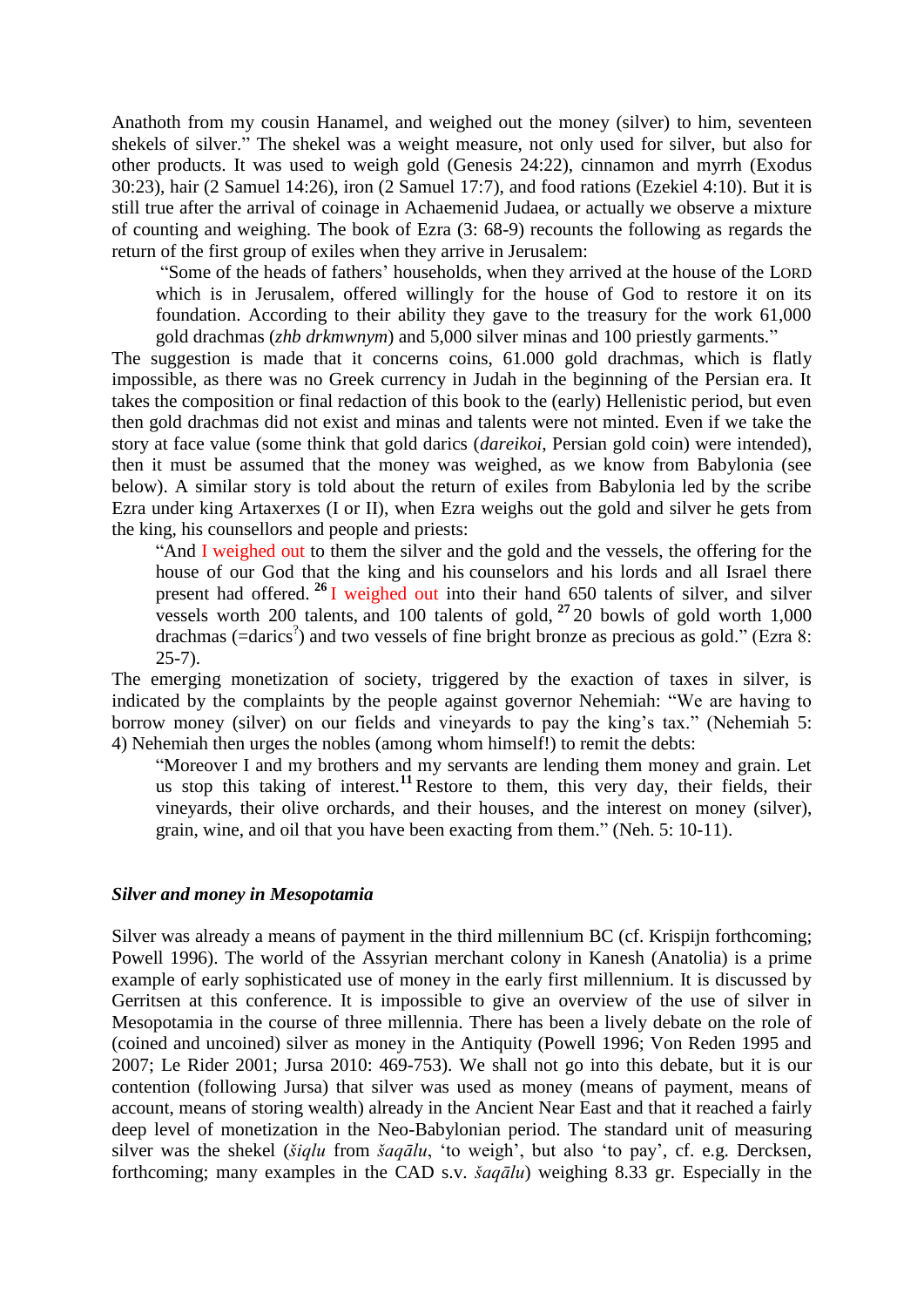Anathoth from my cousin Hanamel, and weighed out the money (silver) to him, seventeen shekels of silver." The shekel was a weight measure, not only used for silver, but also for other products. It was used to weigh gold (Genesis 24:22), cinnamon and myrrh (Exodus 30:23), hair (2 Samuel 14:26), iron (2 Samuel 17:7), and food rations (Ezekiel 4:10). But it is still true after the arrival of coinage in Achaemenid Judaea, or actually we observe a mixture of counting and weighing. The book of Ezra (3: 68-9) recounts the following as regards the return of the first group of exiles when they arrive in Jerusalem:

> "Some of the heads of fathers' households, when they arrived at the house of the LORD which is in Jerusalem, offered willingly for the house of God to restore it on its foundation. According to their ability they gave to the treasury for the work 61,000 gold drachmas (*zhb drkmwnym*) and 5,000 silver minas and 100 priestly garments."

The suggestion is made that it concerns coins, 61.000 gold drachmas, which is flatly impossible, as there was no Greek currency in Judah in the beginning of the Persian era. It takes the composition or final redaction of this book to the (early) Hellenistic period, but even then gold drachmas did not exist and minas and talents were not minted. Even if we take the story at face value (some think that gold darics (*dareikoi*, Persian gold coin) were intended), then it must be assumed that the money was weighed, as we know from Babylonia (see below). A similar story is told about the return of exiles from Babylonia led by the scribe Ezra under king Artaxerxes (I or II), when Ezra weighs out the gold and silver he gets from the king, his counsellors and people and priests:

> "And I weighed out to them the silver and the gold and the vessels, the offering for the house of our God that the king and his counselors and his lords and all Israel there present had offered. [26] I weighed out into their hand 650 talents of silver, and silver vessels worth 200 talents, and 100 talents of gold, [27] 20 bowls of gold worth 1,000 drachmas (=darics[?]) and two vessels of fine bright bronze as precious as gold." (Ezra 8: 25-7).

The emerging monetization of society, triggered by the exaction of taxes in silver, is indicated by the complaints by the people against governor Nehemiah: "We are having to borrow money (silver) on our fields and vineyards to pay the king's tax." (Nehemiah 5: 4) Nehemiah then urges the nobles (among whom himself!) to remit the debts:

> "Moreover I and my brothers and my servants are lending them money and grain. Let us stop this taking of interest.[11] Restore to them, this very day, their fields, their vineyards, their olive orchards, and their houses, and the interest on money (silver), grain, wine, and oil that you have been exacting from them." (Neh. 5: 10-11).

### *Silver and money in Mesopotamia*

Silver was already a means of payment in the third millennium BC (cf. Krispijn forthcoming; Powell 1996). The world of the Assyrian merchant colony in Kanesh (Anatolia) is a prime example of early sophisticated use of money in the early first millennium. It is discussed by Gerritsen at this conference. It is impossible to give an overview of the use of silver in Mesopotamia in the course of three millennia. There has been a lively debate on the role of (coined and uncoined) silver as money in the Antiquity (Powell 1996; Von Reden 1995 and 2007; Le Rider 2001; Jursa 2010: 469-753). We shall not go into this debate, but it is our contention (following Jursa) that silver was used as money (means of payment, means of account, means of storing wealth) already in the Ancient Near East and that it reached a fairly deep level of monetization in the Neo-Babylonian period. The standard unit of measuring silver was the shekel (*šiqlu* from *šaqālu*, 'to weigh', but also 'to pay', cf. e.g. Dercksen, forthcoming; many examples in the CAD s.v. *šaqālu*) weighing 8.33 gr. Especially in the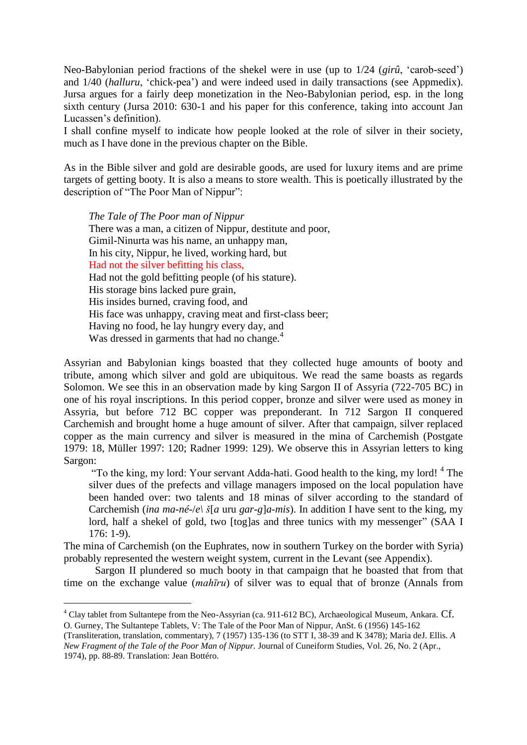Neo-Babylonian period fractions of the shekel were in use (up to 1/24 (*girû*, 'carob-seed') and 1/40 (*halluru*, 'chick-pea') and were indeed used in daily transactions (see Appmedix). Jursa argues for a fairly deep monetization in the Neo-Babylonian period, esp. in the long sixth century (Jursa 2010: 630-1 and his paper for this conference, taking into account Jan Lucassen's definition).

I shall confine myself to indicate how people looked at the role of silver in their society, much as I have done in the previous chapter on the Bible.

As in the Bible silver and gold are desirable goods, are used for luxury items and are prime targets of getting booty. It is also a means to store wealth. This is poetically illustrated by the description of "The Poor Man of Nippur":

> *The Tale of The Poor man of Nippur*
> There was a man, a citizen of Nippur, destitute and poor,
> Gimil-Ninurta was his name, an unhappy man,
> In his city, Nippur, he lived, working hard, but
> Had not the silver befitting his class,
> Had not the gold befitting people (of his stature).
> His storage bins lacked pure grain,
> His insides burned, craving food, and
> His face was unhappy, craving meat and first-class beer;
> Having no food, he lay hungry every day, and
> Was dressed in garments that had no change.[4]

Assyrian and Babylonian kings boasted that they collected huge amounts of booty and tribute, among which silver and gold are ubiquitous. We read the same boasts as regards Solomon. We see this in an observation made by king Sargon II of Assyria (722-705 BC) in one of his royal inscriptions. In this period copper, bronze and silver were used as money in Assyria, but before 712 BC copper was preponderant. In 712 Sargon II conquered Carchemish and brought home a huge amount of silver. After that campaign, silver replaced copper as the main currency and silver is measured in the mina of Carchemish (Postgate 1979: 18, Müller 1997: 120; Radner 1999: 129). We observe this in Assyrian letters to king Sargon:

> "To the king, my lord: Your servant Adda-hati. Good health to the king, my lord! [4] The silver dues of the prefects and village managers imposed on the local population have been handed over: two talents and 18 minas of silver according to the standard of Carchemish (*ina ma-né-/e\ š*[*a* uru *gar-g*]*a-mis*). In addition I have sent to the king, my lord, half a shekel of gold, two [tog]as and three tunics with my messenger" (SAA I 176: 1-9).

The mina of Carchemish (on the Euphrates, now in southern Turkey on the border with Syria) probably represented the western weight system, current in the Levant (see Appendix).

Sargon II plundered so much booty in that campaign that he boasted that from that time on the exchange value (*mahīru*) of silver was to equal that of bronze (Annals from

---

[4] Clay tablet from Sultantepe from the Neo-Assyrian (ca. 911-612 BC), Archaeological Museum, Ankara. Cf. O. Gurney, The Sultantepe Tablets, V: The Tale of the Poor Man of Nippur, AnSt. 6 (1956) 145-162 (Transliteration, translation, commentary), 7 (1957) 135-136 (to STT I, 38-39 and K 3478); Maria deJ. Ellis. *A New Fragment of the Tale of the Poor Man of Nippur.* Journal of Cuneiform Studies, Vol. 26, No. 2 (Apr., 1974), pp. 88-89. Translation: Jean Bottéro.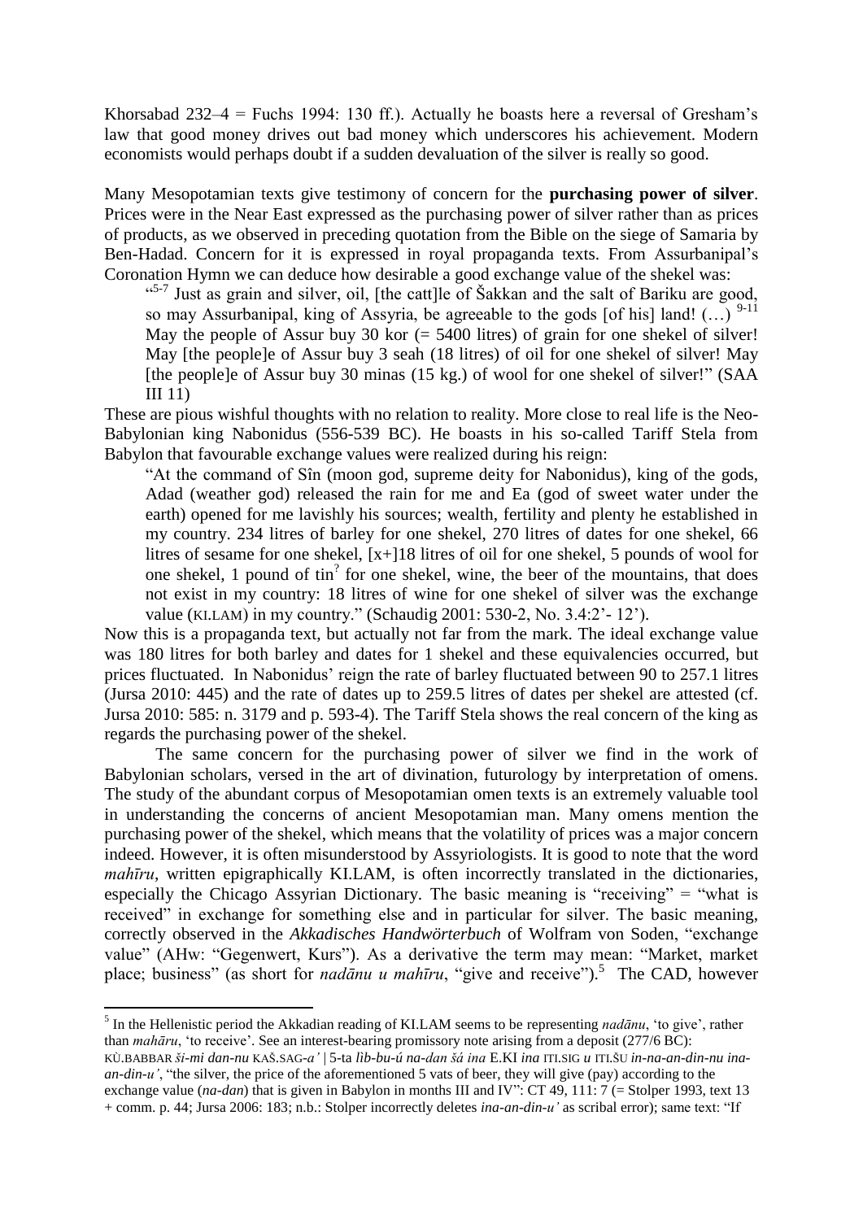Khorsabad 232–4 = Fuchs 1994: 130 ff.). Actually he boasts here a reversal of Gresham's law that good money drives out bad money which underscores his achievement. Modern economists would perhaps doubt if a sudden devaluation of the silver is really so good.

Many Mesopotamian texts give testimony of concern for the **purchasing power of silver**. Prices were in the Near East expressed as the purchasing power of silver rather than as prices of products, as we observed in preceding quotation from the Bible on the siege of Samaria by Ben-Hadad. Concern for it is expressed in royal propaganda texts. From Assurbanipal's Coronation Hymn we can deduce how desirable a good exchange value of the shekel was:

> "[5-7] Just as grain and silver, oil, [the catt]le of Šakkan and the salt of Bariku are good, so may Assurbanipal, king of Assyria, be agreeable to the gods [of his] land! (…) [9-11] May the people of Assur buy 30 kor (= 5400 litres) of grain for one shekel of silver! May [the people]e of Assur buy 3 seah (18 litres) of oil for one shekel of silver! May [the people]e of Assur buy 30 minas (15 kg.) of wool for one shekel of silver!" (SAA III 11)

These are pious wishful thoughts with no relation to reality. More close to real life is the Neo-Babylonian king Nabonidus (556-539 BC). He boasts in his so-called Tariff Stela from Babylon that favourable exchange values were realized during his reign:

> "At the command of Sîn (moon god, supreme deity for Nabonidus), king of the gods, Adad (weather god) released the rain for me and Ea (god of sweet water under the earth) opened for me lavishly his sources; wealth, fertility and plenty he established in my country. 234 litres of barley for one shekel, 270 litres of dates for one shekel, 66 litres of sesame for one shekel, [x+]18 litres of oil for one shekel, 5 pounds of wool for one shekel, 1 pound of tin[?] for one shekel, wine, the beer of the mountains, that does not exist in my country: 18 litres of wine for one shekel of silver was the exchange value (KI.LAM) in my country." (Schaudig 2001: 530-2, No. 3.4:2'- 12').

Now this is a propaganda text, but actually not far from the mark. The ideal exchange value was 180 litres for both barley and dates for 1 shekel and these equivalencies occurred, but prices fluctuated. In Nabonidus' reign the rate of barley fluctuated between 90 to 257.1 litres (Jursa 2010: 445) and the rate of dates up to 259.5 litres of dates per shekel are attested (cf. Jursa 2010: 585: n. 3179 and p. 593-4). The Tariff Stela shows the real concern of the king as regards the purchasing power of the shekel.

The same concern for the purchasing power of silver we find in the work of Babylonian scholars, versed in the art of divination, futurology by interpretation of omens. The study of the abundant corpus of Mesopotamian omen texts is an extremely valuable tool in understanding the concerns of ancient Mesopotamian man. Many omens mention the purchasing power of the shekel, which means that the volatility of prices was a major concern indeed. However, it is often misunderstood by Assyriologists. It is good to note that the word *mahīru*, written epigraphically KI.LAM, is often incorrectly translated in the dictionaries, especially the Chicago Assyrian Dictionary. The basic meaning is "receiving" = "what is received" in exchange for something else and in particular for silver. The basic meaning, correctly observed in the *Akkadisches Handwörterbuch* of Wolfram von Soden, "exchange value" (AHw: "Gegenwert, Kurs"). As a derivative the term may mean: "Market, market place; business" (as short for *nadānu u mahīru*, "give and receive").[5] The CAD, however

---

[5] In the Hellenistic period the Akkadian reading of KI.LAM seems to be representing *nadānu*, 'to give', rather than *mahāru*, 'to receive'. See an interest-bearing promissory note arising from a deposit (277/6 BC): KÙ.BABBAR *ši-mi dan-nu* KAŠ.SAG-*a'* | 5-ta *lìb-bu-ú na-dan šá ina* E.KI *ina* ITI.SIG *u* ITI.ŠU *in-na-an-din-nu ina-an-din-u'*, "the silver, the price of the aforementioned 5 vats of beer, they will give (pay) according to the exchange value (*na-dan*) that is given in Babylon in months III and IV": CT 49, 111: 7 (= Stolper 1993, text 13 + comm. p. 44; Jursa 2006: 183; n.b.: Stolper incorrectly deletes *ina-an-din-u'* as scribal error); same text: "If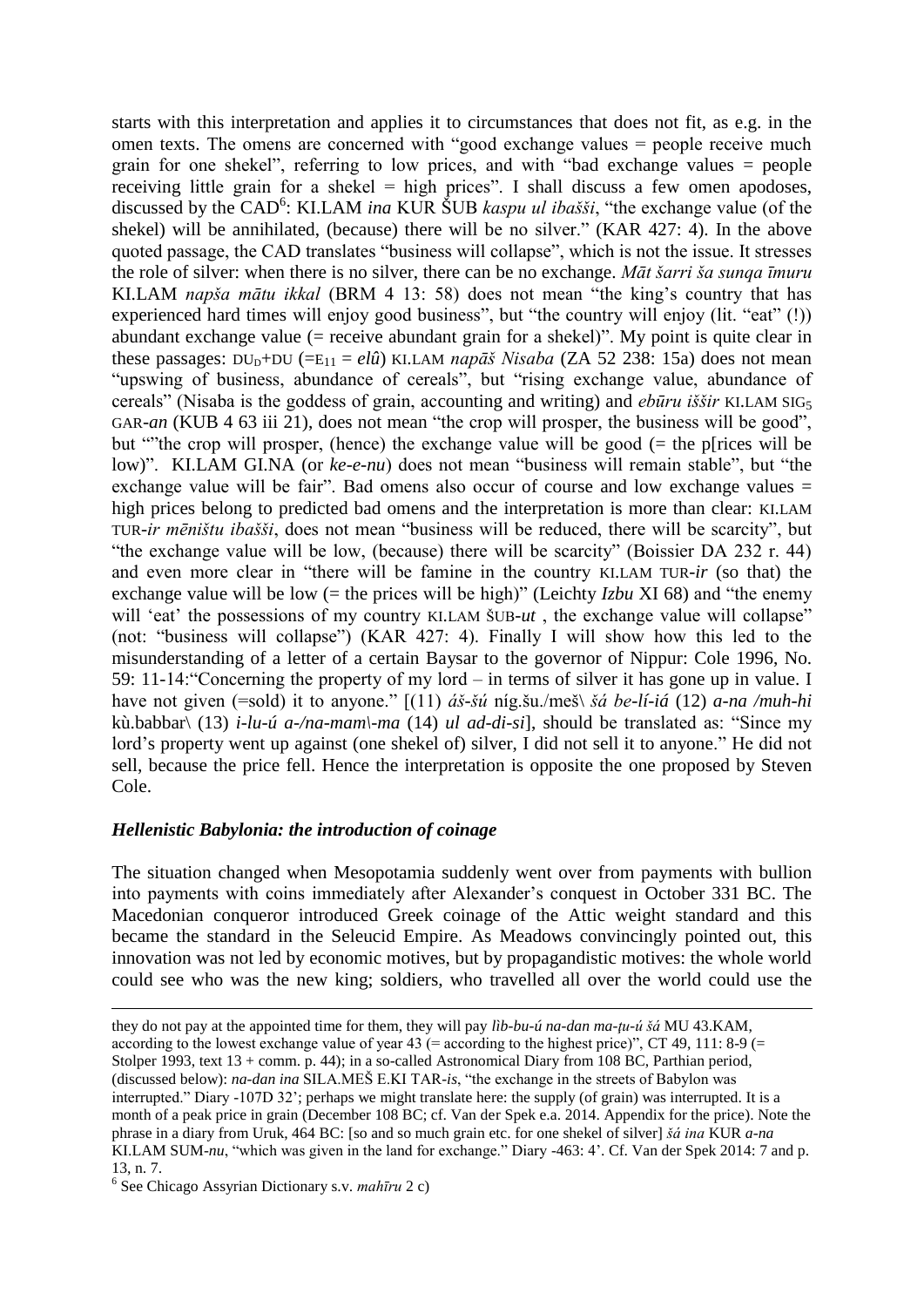starts with this interpretation and applies it to circumstances that does not fit, as e.g. in the omen texts. The omens are concerned with "good exchange values = people receive much grain for one shekel", referring to low prices, and with "bad exchange values = people receiving little grain for a shekel = high prices". I shall discuss a few omen apodoses, discussed by the CAD[6]: KI.LAM *ina* KUR ŠUB *kaspu ul ibašši*, "the exchange value (of the shekel) will be annihilated, (because) there will be no silver." (KAR 427: 4). In the above quoted passage, the CAD translates "business will collapse", which is not the issue. It stresses the role of silver: when there is no silver, there can be no exchange. *Māt šarri ša sunqa īmuru* KI.LAM *napša mātu ikkal* (BRM 4 13: 58) does not mean "the king's country that has experienced hard times will enjoy good business", but "the country will enjoy (lit. "eat" (!)) abundant exchange value (= receive abundant grain for a shekel)". My point is quite clear in these passages: $\text{DU}_{\text{D}}$+DU (=$\text{E}_{11}$ = *elû*) KI.LAM *napāš Nisaba* (ZA 52 238: 15a) does not mean "upswing of business, abundance of cereals", but "rising exchange value, abundance of cereals" (Nisaba is the goddess of grain, accounting and writing) and *ebūru iššir* KI.LAM $\text{SIG}_5$ GAR-*an* (KUB 4 63 iii 21), does not mean "the crop will prosper, the business will be good", but ""the crop will prosper, (hence) the exchange value will be good (= the p[rices will be low)". KI.LAM GI.NA (or *ke-e-nu*) does not mean "business will remain stable", but "the exchange value will be fair". Bad omens also occur of course and low exchange values = high prices belong to predicted bad omens and the interpretation is more than clear: KI.LAM TUR-*ir mēništu ibašši*, does not mean "business will be reduced, there will be scarcity", but "the exchange value will be low, (because) there will be scarcity" (Boissier DA 232 r. 44) and even more clear in "there will be famine in the country KI.LAM TUR-*ir* (so that) the exchange value will be low (= the prices will be high)" (Leichty *Izbu* XI 68) and "the enemy will 'eat' the possessions of my country KI.LAM ŠUB-*ut* , the exchange value will collapse" (not: "business will collapse") (KAR 427: 4). Finally I will show how this led to the misunderstanding of a letter of a certain Baysar to the governor of Nippur: Cole 1996, No. 59: 11-14:"Concerning the property of my lord – in terms of silver it has gone up in value. I have not given (=sold) it to anyone." [(11) *áš-šú* níg.šu./meš\ *šá be-lí-iá* (12) *a-na /muh-hi* kù.babbar\ (13) *i-lu-ú a-/na-mam\-ma* (14) *ul ad-di-si*], should be translated as: "Since my lord's property went up against (one shekel of) silver, I did not sell it to anyone." He did not sell, because the price fell. Hence the interpretation is opposite the one proposed by Steven Cole.

## *Hellenistic Babylonia: the introduction of coinage*

The situation changed when Mesopotamia suddenly went over from payments with bullion into payments with coins immediately after Alexander's conquest in October 331 BC. The Macedonian conqueror introduced Greek coinage of the Attic weight standard and this became the standard in the Seleucid Empire. As Meadows convincingly pointed out, this innovation was not led by economic motives, but by propagandistic motives: the whole world could see who was the new king; soldiers, who travelled all over the world could use the

---

they do not pay at the appointed time for them, they will pay *lìb-bu-ú na-dan ma-ṭu-ú šá* MU 43.KAM, according to the lowest exchange value of year 43 (= according to the highest price)", CT 49, 111: 8-9 (= Stolper 1993, text 13 + comm. p. 44); in a so-called Astronomical Diary from 108 BC, Parthian period, (discussed below): *na-dan ina* SILA.MEŠ E.KI TAR-*is*, "the exchange in the streets of Babylon was interrupted." Diary -107D 32'; perhaps we might translate here: the supply (of grain) was interrupted. It is a month of a peak price in grain (December 108 BC; cf. Van der Spek e.a. 2014. Appendix for the price). Note the phrase in a diary from Uruk, 464 BC: [so and so much grain etc. for one shekel of silver] *šá ina* KUR *a-na* KI.LAM SUM-*nu*, "which was given in the land for exchange." Diary -463: 4'. Cf. Van der Spek 2014: 7 and p. 13, n. 7.

[6] See Chicago Assyrian Dictionary s.v. *mahīru* 2 c)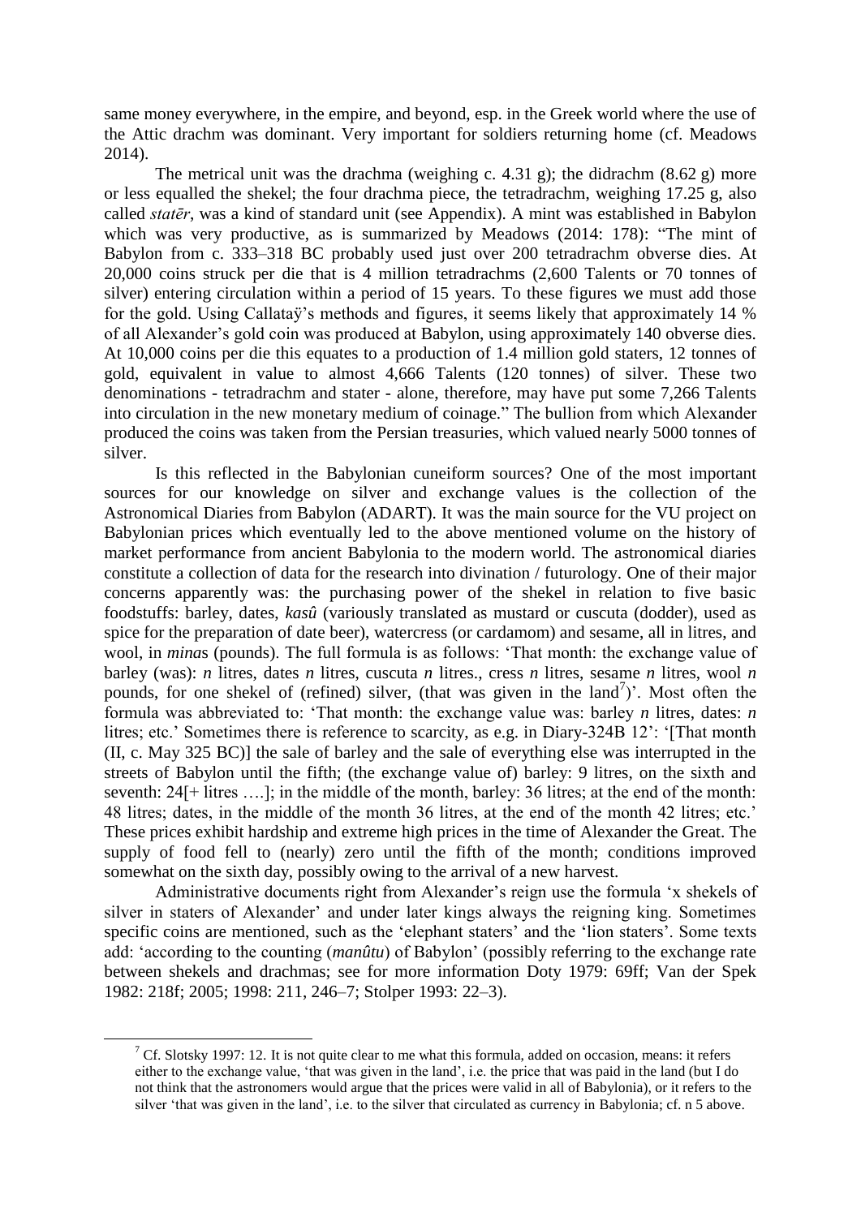same money everywhere, in the empire, and beyond, esp. in the Greek world where the use of the Attic drachm was dominant. Very important for soldiers returning home (cf. Meadows 2014).

The metrical unit was the drachma (weighing c. 4.31 g); the didrachm (8.62 g) more or less equalled the shekel; the four drachma piece, the tetradrachm, weighing 17.25 g, also called *statēr*, was a kind of standard unit (see Appendix). A mint was established in Babylon which was very productive, as is summarized by Meadows (2014: 178): "The mint of Babylon from c. 333–318 BC probably used just over 200 tetradrachm obverse dies. At 20,000 coins struck per die that is 4 million tetradrachms (2,600 Talents or 70 tonnes of silver) entering circulation within a period of 15 years. To these figures we must add those for the gold. Using Callataÿ's methods and figures, it seems likely that approximately 14 % of all Alexander's gold coin was produced at Babylon, using approximately 140 obverse dies. At 10,000 coins per die this equates to a production of 1.4 million gold staters, 12 tonnes of gold, equivalent in value to almost 4,666 Talents (120 tonnes) of silver. These two denominations - tetradrachm and stater - alone, therefore, may have put some 7,266 Talents into circulation in the new monetary medium of coinage." The bullion from which Alexander produced the coins was taken from the Persian treasuries, which valued nearly 5000 tonnes of silver.

Is this reflected in the Babylonian cuneiform sources? One of the most important sources for our knowledge on silver and exchange values is the collection of the Astronomical Diaries from Babylon (ADART). It was the main source for the VU project on Babylonian prices which eventually led to the above mentioned volume on the history of market performance from ancient Babylonia to the modern world. The astronomical diaries constitute a collection of data for the research into divination / futurology. One of their major concerns apparently was: the purchasing power of the shekel in relation to five basic foodstuffs: barley, dates, *kasû* (variously translated as mustard or cuscuta (dodder), used as spice for the preparation of date beer), watercress (or cardamom) and sesame, all in litres, and wool, in *mina*s (pounds). The full formula is as follows: 'That month: the exchange value of barley (was): *n* litres, dates *n* litres, cuscuta *n* litres., cress *n* litres, sesame *n* litres, wool *n* pounds, for one shekel of (refined) silver, (that was given in the land[7])'. Most often the formula was abbreviated to: 'That month: the exchange value was: barley *n* litres, dates: *n* litres; etc.' Sometimes there is reference to scarcity, as e.g. in Diary-324B 12': '[That month (II, c. May 325 BC)] the sale of barley and the sale of everything else was interrupted in the streets of Babylon until the fifth; (the exchange value of) barley: 9 litres, on the sixth and seventh: 24[+ litres ….]; in the middle of the month, barley: 36 litres; at the end of the month: 48 litres; dates, in the middle of the month 36 litres, at the end of the month 42 litres; etc.' These prices exhibit hardship and extreme high prices in the time of Alexander the Great. The supply of food fell to (nearly) zero until the fifth of the month; conditions improved somewhat on the sixth day, possibly owing to the arrival of a new harvest.

Administrative documents right from Alexander's reign use the formula 'x shekels of silver in staters of Alexander' and under later kings always the reigning king. Sometimes specific coins are mentioned, such as the 'elephant staters' and the 'lion staters'. Some texts add: 'according to the counting (*manûtu*) of Babylon' (possibly referring to the exchange rate between shekels and drachmas; see for more information Doty 1979: 69ff; Van der Spek 1982: 218f; 2005; 1998: 211, 246–7; Stolper 1993: 22–3).

---

[7] Cf. Slotsky 1997: 12. It is not quite clear to me what this formula, added on occasion, means: it refers either to the exchange value, 'that was given in the land', i.e. the price that was paid in the land (but I do not think that the astronomers would argue that the prices were valid in all of Babylonia), or it refers to the silver 'that was given in the land', i.e. to the silver that circulated as currency in Babylonia; cf. n 5 above.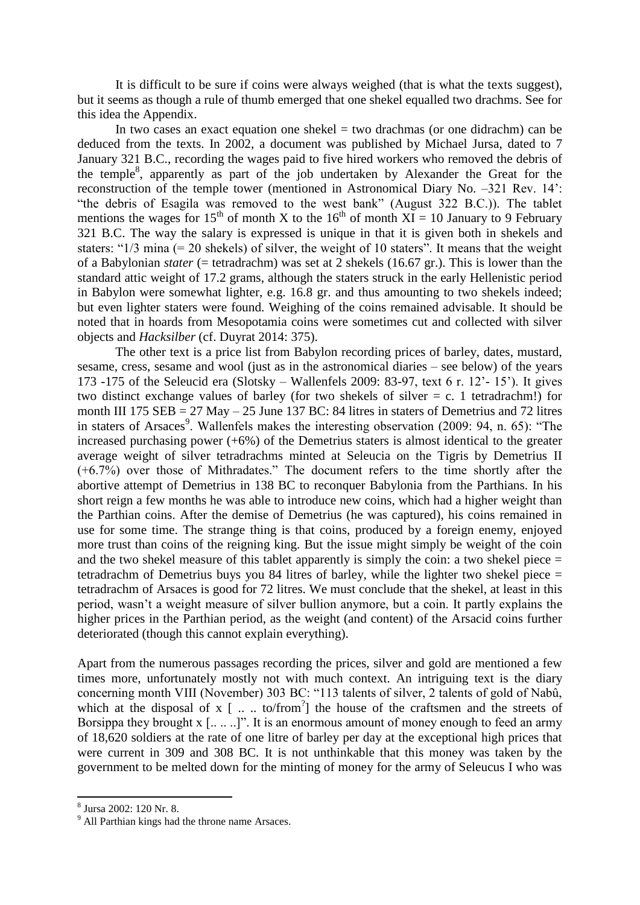It is difficult to be sure if coins were always weighed (that is what the texts suggest), but it seems as though a rule of thumb emerged that one shekel equalled two drachms. See for this idea the Appendix.

In two cases an exact equation one shekel = two drachmas (or one didrachm) can be deduced from the texts. In 2002, a document was published by Michael Jursa, dated to 7 January 321 B.C., recording the wages paid to five hired workers who removed the debris of the temple[8], apparently as part of the job undertaken by Alexander the Great for the reconstruction of the temple tower (mentioned in Astronomical Diary No. –321 Rev. 14': "the debris of Esagila was removed to the west bank" (August 322 B.C.)). The tablet mentions the wages for 15th of month X to the 16th of month XI = 10 January to 9 February 321 B.C. The way the salary is expressed is unique in that it is given both in shekels and staters: "1/3 mina (= 20 shekels) of silver, the weight of 10 staters". It means that the weight of a Babylonian *stater* (= tetradrachm) was set at 2 shekels (16.67 gr.). This is lower than the standard attic weight of 17.2 grams, although the staters struck in the early Hellenistic period in Babylon were somewhat lighter, e.g. 16.8 gr. and thus amounting to two shekels indeed; but even lighter staters were found. Weighing of the coins remained advisable. It should be noted that in hoards from Mesopotamia coins were sometimes cut and collected with silver objects and *Hacksilber* (cf. Duyrat 2014: 375).

The other text is a price list from Babylon recording prices of barley, dates, mustard, sesame, cress, sesame and wool (just as in the astronomical diaries – see below) of the years 173 -175 of the Seleucid era (Slotsky – Wallenfels 2009: 83-97, text 6 r. 12'- 15'). It gives two distinct exchange values of barley (for two shekels of silver = c. 1 tetradrachm!) for month III 175 SEB = 27 May – 25 June 137 BC: 84 litres in staters of Demetrius and 72 litres in staters of Arsaces[9]. Wallenfels makes the interesting observation (2009: 94, n. 65): "The increased purchasing power (+6%) of the Demetrius staters is almost identical to the greater average weight of silver tetradrachms minted at Seleucia on the Tigris by Demetrius II (+6.7%) over those of Mithradates." The document refers to the time shortly after the abortive attempt of Demetrius in 138 BC to reconquer Babylonia from the Parthians. In his short reign a few months he was able to introduce new coins, which had a higher weight than the Parthian coins. After the demise of Demetrius (he was captured), his coins remained in use for some time. The strange thing is that coins, produced by a foreign enemy, enjoyed more trust than coins of the reigning king. But the issue might simply be weight of the coin and the two shekel measure of this tablet apparently is simply the coin: a two shekel piece = tetradrachm of Demetrius buys you 84 litres of barley, while the lighter two shekel piece = tetradrachm of Arsaces is good for 72 litres. We must conclude that the shekel, at least in this period, wasn't a weight measure of silver bullion anymore, but a coin. It partly explains the higher prices in the Parthian period, as the weight (and content) of the Arsacid coins further deteriorated (though this cannot explain everything).

Apart from the numerous passages recording the prices, silver and gold are mentioned a few times more, unfortunately mostly not with much context. An intriguing text is the diary concerning month VIII (November) 303 BC: "113 talents of silver, 2 talents of gold of Nabû, which at the disposal of x [ .. .. to/from?] the house of the craftsmen and the streets of Borsippa they brought x [.. .. ..]". It is an enormous amount of money enough to feed an army of 18,620 soldiers at the rate of one litre of barley per day at the exceptional high prices that were current in 309 and 308 BC. It is not unthinkable that this money was taken by the government to be melted down for the minting of money for the army of Seleucus I who was

---

[8] Jursa 2002: 120 Nr. 8.

[9] All Parthian kings had the throne name Arsaces.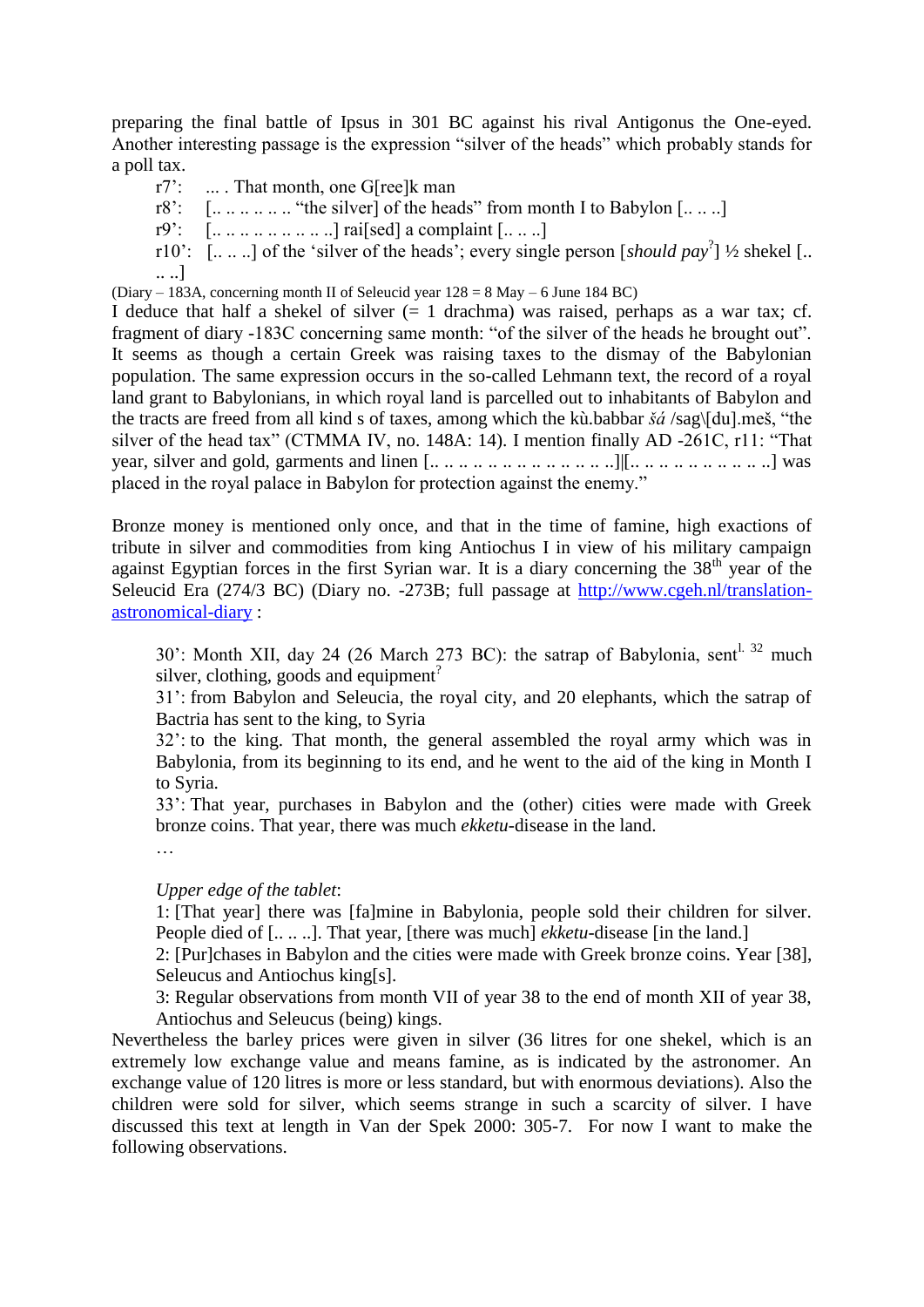preparing the final battle of Ipsus in 301 BC against his rival Antigonus the One-eyed. Another interesting passage is the expression "silver of the heads" which probably stands for a poll tax.

> r7': ... . That month, one G[ree]k man
> r8': [.. .. .. .. .. .. "the silver] of the heads" from month I to Babylon [.. .. ..]
> r9': [.. .. .. .. .. .. .. .. ..] rai[sed] a complaint [.. .. ..]
> r10': [.. .. ..] of the 'silver of the heads'; every single person [*should pay*?] ½ shekel [.. .. ..]

(Diary – 183A, concerning month II of Seleucid year 128 = 8 May – 6 June 184 BC)

I deduce that half a shekel of silver (= 1 drachma) was raised, perhaps as a war tax; cf. fragment of diary -183C concerning same month: "of the silver of the heads he brought out". It seems as though a certain Greek was raising taxes to the dismay of the Babylonian population. The same expression occurs in the so-called Lehmann text, the record of a royal land grant to Babylonians, in which royal land is parcelled out to inhabitants of Babylon and the tracts are freed from all kind s of taxes, among which the kù.babbar *šá* /sag\[du].meš, "the silver of the head tax" (CTMMA IV, no. 148A: 14). I mention finally AD -261C, r11: "That year, silver and gold, garments and linen [.. .. .. .. .. .. .. .. .. .. .. .. ..][.. .. .. .. .. .. .. .. .. ..] was placed in the royal palace in Babylon for protection against the enemy."

Bronze money is mentioned only once, and that in the time of famine, high exactions of tribute in silver and commodities from king Antiochus I in view of his military campaign against Egyptian forces in the first Syrian war. It is a diary concerning the 38th year of the Seleucid Era (274/3 BC) (Diary no. -273B; full passage at http://www.cgeh.nl/translation-astronomical-diary :

> 30': Month XII, day 24 (26 March 273 BC): the satrap of Babylonia, sent[l. 32] much silver, clothing, goods and equipment?
>
> 31': from Babylon and Seleucia, the royal city, and 20 elephants, which the satrap of Bactria has sent to the king, to Syria
>
> 32': to the king. That month, the general assembled the royal army which was in Babylonia, from its beginning to its end, and he went to the aid of the king in Month I to Syria.
>
> 33': That year, purchases in Babylon and the (other) cities were made with Greek bronze coins. That year, there was much *ekketu*-disease in the land.
>
> …
>
> *Upper edge of the tablet*:
>
> 1: [That year] there was [fa]mine in Babylonia, people sold their children for silver. People died of [.. .. ..]. That year, [there was much] *ekketu*-disease [in the land.]
>
> 2: [Pur]chases in Babylon and the cities were made with Greek bronze coins. Year [38], Seleucus and Antiochus king[s].
>
> 3: Regular observations from month VII of year 38 to the end of month XII of year 38, Antiochus and Seleucus (being) kings.

Nevertheless the barley prices were given in silver (36 litres for one shekel, which is an extremely low exchange value and means famine, as is indicated by the astronomer. An exchange value of 120 litres is more or less standard, but with enormous deviations). Also the children were sold for silver, which seems strange in such a scarcity of silver. I have discussed this text at length in Van der Spek 2000: 305-7. For now I want to make the following observations.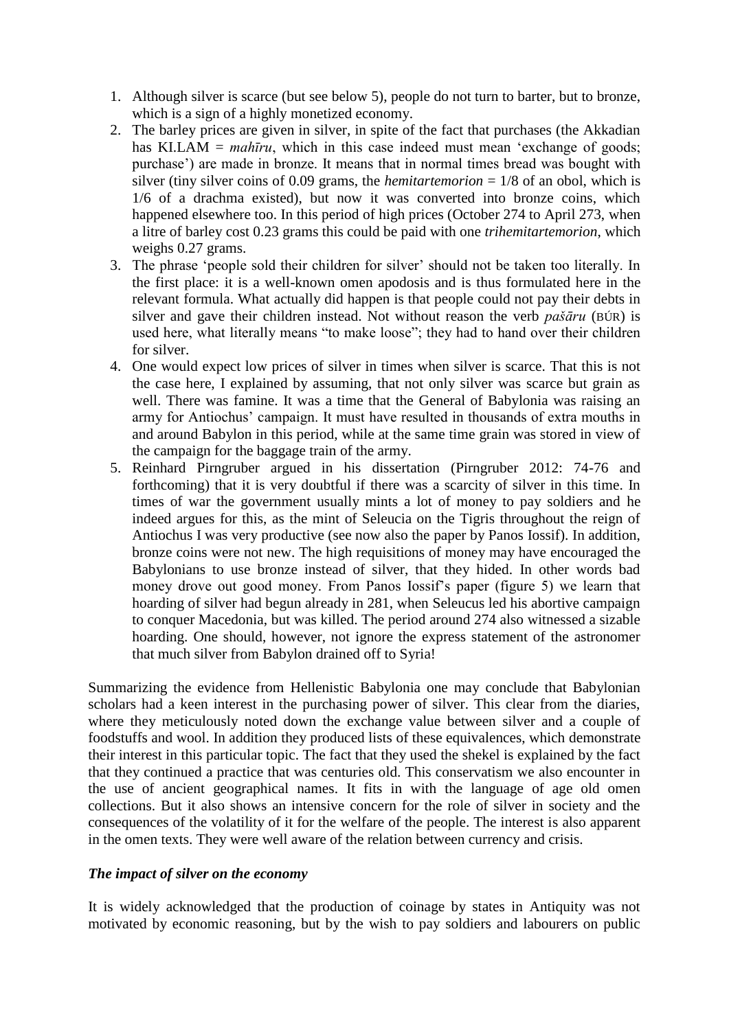1. Although silver is scarce (but see below 5), people do not turn to barter, but to bronze, which is a sign of a highly monetized economy.
2. The barley prices are given in silver, in spite of the fact that purchases (the Akkadian has KI.LAM = *mahīru*, which in this case indeed must mean 'exchange of goods; purchase') are made in bronze. It means that in normal times bread was bought with silver (tiny silver coins of 0.09 grams, the *hemitartemorion* = 1/8 of an obol, which is 1/6 of a drachma existed), but now it was converted into bronze coins, which happened elsewhere too. In this period of high prices (October 274 to April 273, when a litre of barley cost 0.23 grams this could be paid with one *trihemitartemorion*, which weighs 0.27 grams.
3. The phrase 'people sold their children for silver' should not be taken too literally. In the first place: it is a well-known omen apodosis and is thus formulated here in the relevant formula. What actually did happen is that people could not pay their debts in silver and gave their children instead. Not without reason the verb *pašāru* (BÚR) is used here, what literally means "to make loose"; they had to hand over their children for silver.
4. One would expect low prices of silver in times when silver is scarce. That this is not the case here, I explained by assuming, that not only silver was scarce but grain as well. There was famine. It was a time that the General of Babylonia was raising an army for Antiochus' campaign. It must have resulted in thousands of extra mouths in and around Babylon in this period, while at the same time grain was stored in view of the campaign for the baggage train of the army.
5. Reinhard Pirngruber argued in his dissertation (Pirngruber 2012: 74-76 and forthcoming) that it is very doubtful if there was a scarcity of silver in this time. In times of war the government usually mints a lot of money to pay soldiers and he indeed argues for this, as the mint of Seleucia on the Tigris throughout the reign of Antiochus I was very productive (see now also the paper by Panos Iossif). In addition, bronze coins were not new. The high requisitions of money may have encouraged the Babylonians to use bronze instead of silver, that they hided. In other words bad money drove out good money. From Panos Iossif's paper (figure 5) we learn that hoarding of silver had begun already in 281, when Seleucus led his abortive campaign to conquer Macedonia, but was killed. The period around 274 also witnessed a sizable hoarding. One should, however, not ignore the express statement of the astronomer that much silver from Babylon drained off to Syria!

Summarizing the evidence from Hellenistic Babylonia one may conclude that Babylonian scholars had a keen interest in the purchasing power of silver. This clear from the diaries, where they meticulously noted down the exchange value between silver and a couple of foodstuffs and wool. In addition they produced lists of these equivalences, which demonstrate their interest in this particular topic. The fact that they used the shekel is explained by the fact that they continued a practice that was centuries old. This conservatism we also encounter in the use of ancient geographical names. It fits in with the language of age old omen collections. But it also shows an intensive concern for the role of silver in society and the consequences of the volatility of it for the welfare of the people. The interest is also apparent in the omen texts. They were well aware of the relation between currency and crisis.

### *The impact of silver on the economy*

It is widely acknowledged that the production of coinage by states in Antiquity was not motivated by economic reasoning, but by the wish to pay soldiers and labourers on public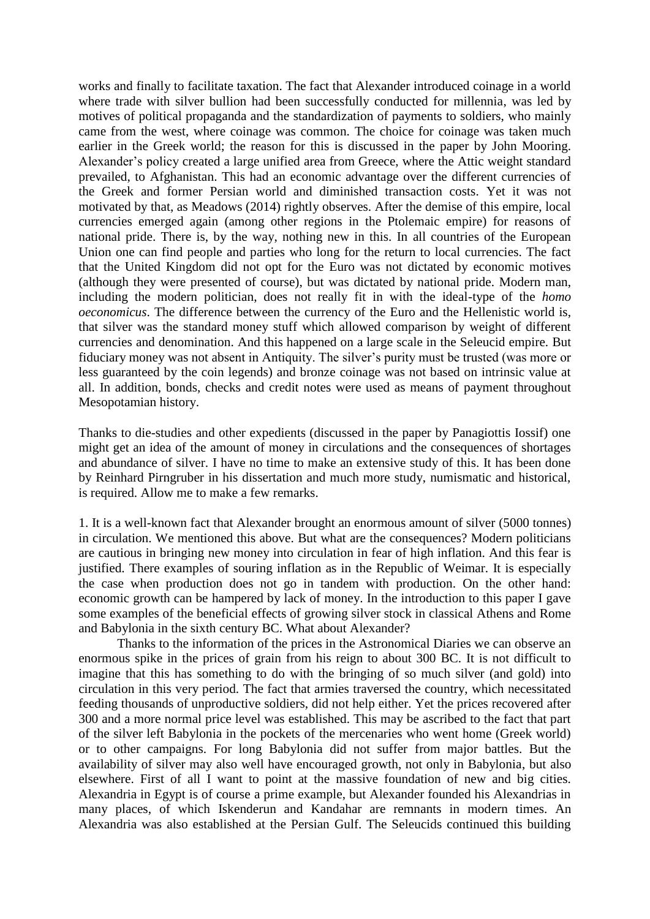works and finally to facilitate taxation. The fact that Alexander introduced coinage in a world where trade with silver bullion had been successfully conducted for millennia, was led by motives of political propaganda and the standardization of payments to soldiers, who mainly came from the west, where coinage was common. The choice for coinage was taken much earlier in the Greek world; the reason for this is discussed in the paper by John Mooring. Alexander's policy created a large unified area from Greece, where the Attic weight standard prevailed, to Afghanistan. This had an economic advantage over the different currencies of the Greek and former Persian world and diminished transaction costs. Yet it was not motivated by that, as Meadows (2014) rightly observes. After the demise of this empire, local currencies emerged again (among other regions in the Ptolemaic empire) for reasons of national pride. There is, by the way, nothing new in this. In all countries of the European Union one can find people and parties who long for the return to local currencies. The fact that the United Kingdom did not opt for the Euro was not dictated by economic motives (although they were presented of course), but was dictated by national pride. Modern man, including the modern politician, does not really fit in with the ideal-type of the *homo oeconomicus*. The difference between the currency of the Euro and the Hellenistic world is, that silver was the standard money stuff which allowed comparison by weight of different currencies and denomination. And this happened on a large scale in the Seleucid empire. But fiduciary money was not absent in Antiquity. The silver's purity must be trusted (was more or less guaranteed by the coin legends) and bronze coinage was not based on intrinsic value at all. In addition, bonds, checks and credit notes were used as means of payment throughout Mesopotamian history.

Thanks to die-studies and other expedients (discussed in the paper by Panagiottis Iossif) one might get an idea of the amount of money in circulations and the consequences of shortages and abundance of silver. I have no time to make an extensive study of this. It has been done by Reinhard Pirngruber in his dissertation and much more study, numismatic and historical, is required. Allow me to make a few remarks.

1. It is a well-known fact that Alexander brought an enormous amount of silver (5000 tonnes) in circulation. We mentioned this above. But what are the consequences? Modern politicians are cautious in bringing new money into circulation in fear of high inflation. And this fear is justified. There examples of souring inflation as in the Republic of Weimar. It is especially the case when production does not go in tandem with production. On the other hand: economic growth can be hampered by lack of money. In the introduction to this paper I gave some examples of the beneficial effects of growing silver stock in classical Athens and Rome and Babylonia in the sixth century BC. What about Alexander?

Thanks to the information of the prices in the Astronomical Diaries we can observe an enormous spike in the prices of grain from his reign to about 300 BC. It is not difficult to imagine that this has something to do with the bringing of so much silver (and gold) into circulation in this very period. The fact that armies traversed the country, which necessitated feeding thousands of unproductive soldiers, did not help either. Yet the prices recovered after 300 and a more normal price level was established. This may be ascribed to the fact that part of the silver left Babylonia in the pockets of the mercenaries who went home (Greek world) or to other campaigns. For long Babylonia did not suffer from major battles. But the availability of silver may also well have encouraged growth, not only in Babylonia, but also elsewhere. First of all I want to point at the massive foundation of new and big cities. Alexandria in Egypt is of course a prime example, but Alexander founded his Alexandrias in many places, of which Iskenderun and Kandahar are remnants in modern times. An Alexandria was also established at the Persian Gulf. The Seleucids continued this building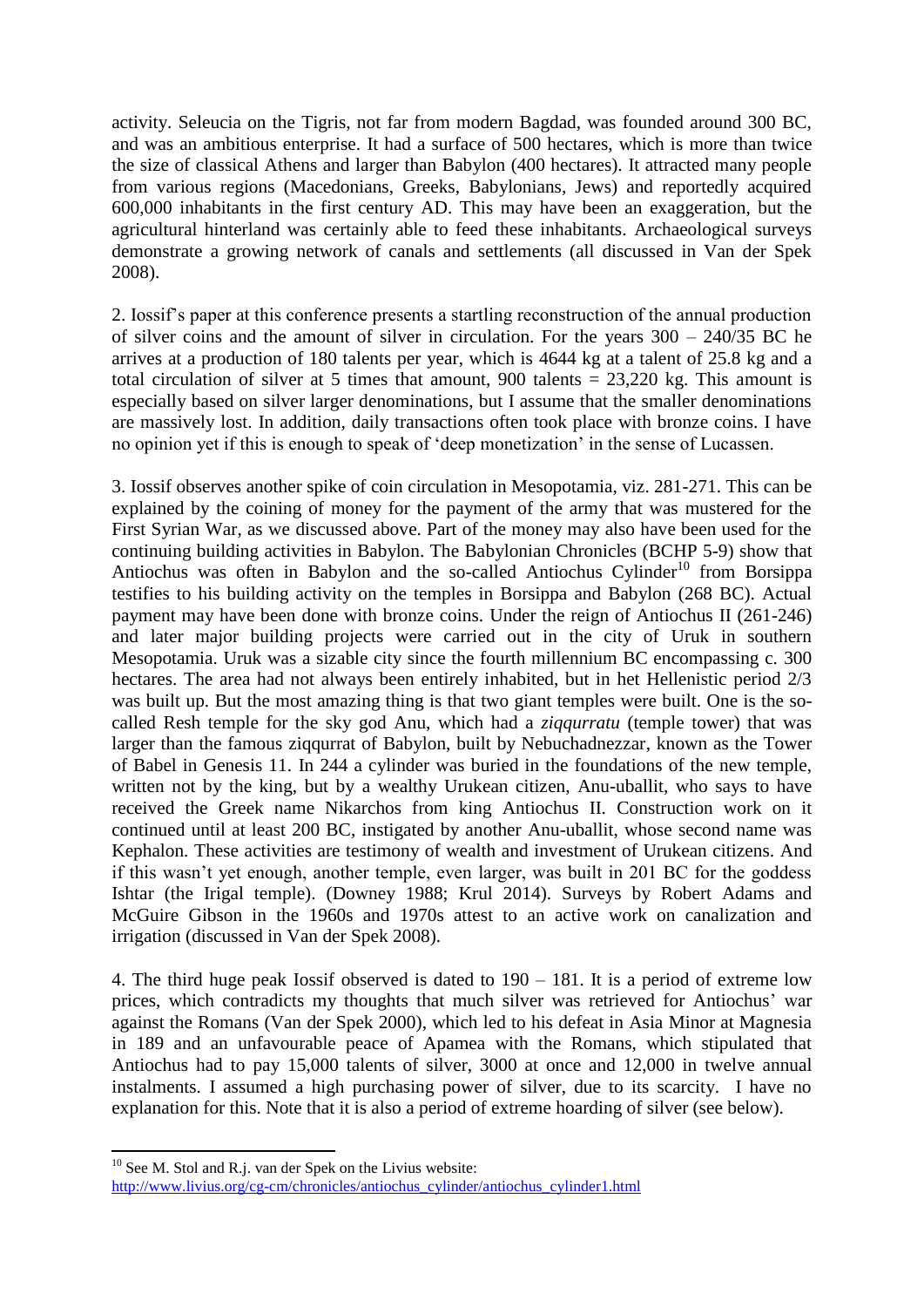activity. Seleucia on the Tigris, not far from modern Bagdad, was founded around 300 BC, and was an ambitious enterprise. It had a surface of 500 hectares, which is more than twice the size of classical Athens and larger than Babylon (400 hectares). It attracted many people from various regions (Macedonians, Greeks, Babylonians, Jews) and reportedly acquired 600,000 inhabitants in the first century AD. This may have been an exaggeration, but the agricultural hinterland was certainly able to feed these inhabitants. Archaeological surveys demonstrate a growing network of canals and settlements (all discussed in Van der Spek 2008).

2. Iossif's paper at this conference presents a startling reconstruction of the annual production of silver coins and the amount of silver in circulation. For the years 300 – 240/35 BC he arrives at a production of 180 talents per year, which is 4644 kg at a talent of 25.8 kg and a total circulation of silver at 5 times that amount, 900 talents = 23,220 kg. This amount is especially based on silver larger denominations, but I assume that the smaller denominations are massively lost. In addition, daily transactions often took place with bronze coins. I have no opinion yet if this is enough to speak of 'deep monetization' in the sense of Lucassen.

3. Iossif observes another spike of coin circulation in Mesopotamia, viz. 281-271. This can be explained by the coining of money for the payment of the army that was mustered for the First Syrian War, as we discussed above. Part of the money may also have been used for the continuing building activities in Babylon. The Babylonian Chronicles (BCHP 5-9) show that Antiochus was often in Babylon and the so-called Antiochus Cylinder[10] from Borsippa testifies to his building activity on the temples in Borsippa and Babylon (268 BC). Actual payment may have been done with bronze coins. Under the reign of Antiochus II (261-246) and later major building projects were carried out in the city of Uruk in southern Mesopotamia. Uruk was a sizable city since the fourth millennium BC encompassing c. 300 hectares. The area had not always been entirely inhabited, but in het Hellenistic period 2/3 was built up. But the most amazing thing is that two giant temples were built. One is the so-called Resh temple for the sky god Anu, which had a *ziqqurratu* (temple tower) that was larger than the famous ziqqurrat of Babylon, built by Nebuchadnezzar, known as the Tower of Babel in Genesis 11. In 244 a cylinder was buried in the foundations of the new temple, written not by the king, but by a wealthy Urukean citizen, Anu-uballit, who says to have received the Greek name Nikarchos from king Antiochus II. Construction work on it continued until at least 200 BC, instigated by another Anu-uballit, whose second name was Kephalon. These activities are testimony of wealth and investment of Urukean citizens. And if this wasn't yet enough, another temple, even larger, was built in 201 BC for the goddess Ishtar (the Irigal temple). (Downey 1988; Krul 2014). Surveys by Robert Adams and McGuire Gibson in the 1960s and 1970s attest to an active work on canalization and irrigation (discussed in Van der Spek 2008).

4. The third huge peak Iossif observed is dated to 190 – 181. It is a period of extreme low prices, which contradicts my thoughts that much silver was retrieved for Antiochus' war against the Romans (Van der Spek 2000), which led to his defeat in Asia Minor at Magnesia in 189 and an unfavourable peace of Apamea with the Romans, which stipulated that Antiochus had to pay 15,000 talents of silver, 3000 at once and 12,000 in twelve annual instalments. I assumed a high purchasing power of silver, due to its scarcity. I have no explanation for this. Note that it is also a period of extreme hoarding of silver (see below).

---

[10] See M. Stol and R.j. van der Spek on the Livius website: http://www.livius.org/cg-cm/chronicles/antiochus_cylinder/antiochus_cylinder1.html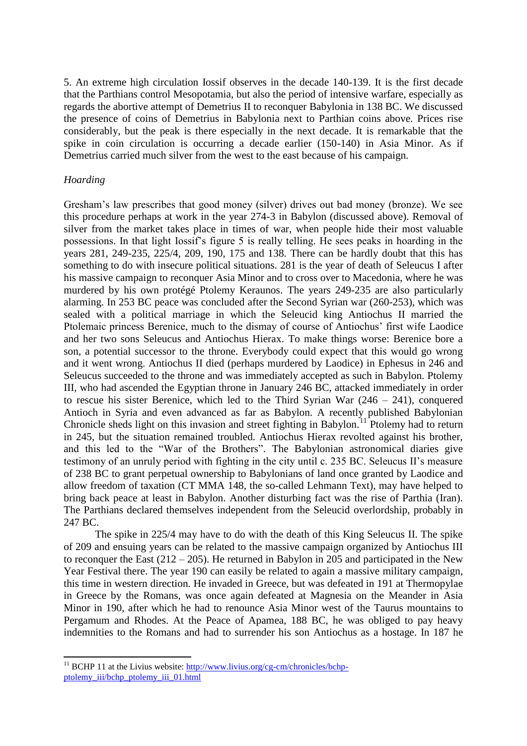5. An extreme high circulation Iossif observes in the decade 140-139. It is the first decade that the Parthians control Mesopotamia, but also the period of intensive warfare, especially as regards the abortive attempt of Demetrius II to reconquer Babylonia in 138 BC. We discussed the presence of coins of Demetrius in Babylonia next to Parthian coins above. Prices rise considerably, but the peak is there especially in the next decade. It is remarkable that the spike in coin circulation is occurring a decade earlier (150-140) in Asia Minor. As if Demetrius carried much silver from the west to the east because of his campaign.

*Hoarding*

Gresham's law prescribes that good money (silver) drives out bad money (bronze). We see this procedure perhaps at work in the year 274-3 in Babylon (discussed above). Removal of silver from the market takes place in times of war, when people hide their most valuable possessions. In that light Iossif's figure 5 is really telling. He sees peaks in hoarding in the years 281, 249-235, 225/4, 209, 190, 175 and 138. There can be hardly doubt that this has something to do with insecure political situations. 281 is the year of death of Seleucus I after his massive campaign to reconquer Asia Minor and to cross over to Macedonia, where he was murdered by his own protégé Ptolemy Keraunos. The years 249-235 are also particularly alarming. In 253 BC peace was concluded after the Second Syrian war (260-253), which was sealed with a political marriage in which the Seleucid king Antiochus II married the Ptolemaic princess Berenice, much to the dismay of course of Antiochus' first wife Laodice and her two sons Seleucus and Antiochus Hierax. To make things worse: Berenice bore a son, a potential successor to the throne. Everybody could expect that this would go wrong and it went wrong. Antiochus II died (perhaps murdered by Laodice) in Ephesus in 246 and Seleucus succeeded to the throne and was immediately accepted as such in Babylon. Ptolemy III, who had ascended the Egyptian throne in January 246 BC, attacked immediately in order to rescue his sister Berenice, which led to the Third Syrian War (246 – 241), conquered Antioch in Syria and even advanced as far as Babylon. A recently published Babylonian Chronicle sheds light on this invasion and street fighting in Babylon.[11] Ptolemy had to return in 245, but the situation remained troubled. Antiochus Hierax revolted against his brother, and this led to the "War of the Brothers". The Babylonian astronomical diaries give testimony of an unruly period with fighting in the city until c. 235 BC. Seleucus II's measure of 238 BC to grant perpetual ownership to Babylonians of land once granted by Laodice and allow freedom of taxation (CT MMA 148, the so-called Lehmann Text), may have helped to bring back peace at least in Babylon. Another disturbing fact was the rise of Parthia (Iran). The Parthians declared themselves independent from the Seleucid overlordship, probably in 247 BC.

The spike in 225/4 may have to do with the death of this King Seleucus II. The spike of 209 and ensuing years can be related to the massive campaign organized by Antiochus III to reconquer the East (212 – 205). He returned in Babylon in 205 and participated in the New Year Festival there. The year 190 can easily be related to again a massive military campaign, this time in western direction. He invaded in Greece, but was defeated in 191 at Thermopylae in Greece by the Romans, was once again defeated at Magnesia on the Meander in Asia Minor in 190, after which he had to renounce Asia Minor west of the Taurus mountains to Pergamum and Rhodes. At the Peace of Apamea, 188 BC, he was obliged to pay heavy indemnities to the Romans and had to surrender his son Antiochus as a hostage. In 187 he

[11] BCHP 11 at the Livius website: http://www.livius.org/cg-cm/chronicles/bchp-ptolemy_iii/bchp_ptolemy_iii_01.html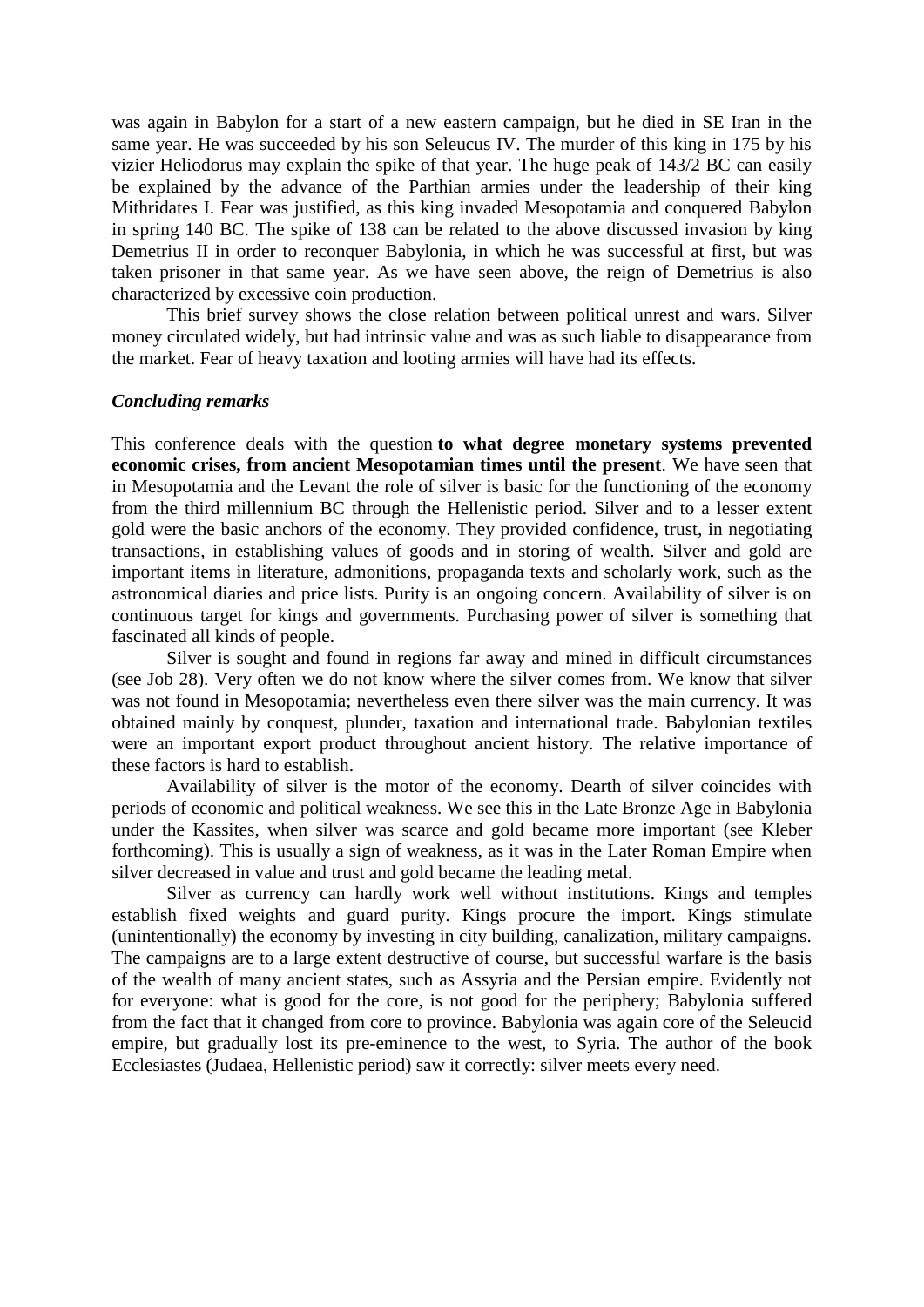was again in Babylon for a start of a new eastern campaign, but he died in SE Iran in the same year. He was succeeded by his son Seleucus IV. The murder of this king in 175 by his vizier Heliodorus may explain the spike of that year. The huge peak of 143/2 BC can easily be explained by the advance of the Parthian armies under the leadership of their king Mithridates I. Fear was justified, as this king invaded Mesopotamia and conquered Babylon in spring 140 BC. The spike of 138 can be related to the above discussed invasion by king Demetrius II in order to reconquer Babylonia, in which he was successful at first, but was taken prisoner in that same year. As we have seen above, the reign of Demetrius is also characterized by excessive coin production.

This brief survey shows the close relation between political unrest and wars. Silver money circulated widely, but had intrinsic value and was as such liable to disappearance from the market. Fear of heavy taxation and looting armies will have had its effects.

***Concluding remarks***

This conference deals with the question **to what degree monetary systems prevented economic crises, from ancient Mesopotamian times until the present**. We have seen that in Mesopotamia and the Levant the role of silver is basic for the functioning of the economy from the third millennium BC through the Hellenistic period. Silver and to a lesser extent gold were the basic anchors of the economy. They provided confidence, trust, in negotiating transactions, in establishing values of goods and in storing of wealth. Silver and gold are important items in literature, admonitions, propaganda texts and scholarly work, such as the astronomical diaries and price lists. Purity is an ongoing concern. Availability of silver is on continuous target for kings and governments. Purchasing power of silver is something that fascinated all kinds of people.

Silver is sought and found in regions far away and mined in difficult circumstances (see Job 28). Very often we do not know where the silver comes from. We know that silver was not found in Mesopotamia; nevertheless even there silver was the main currency. It was obtained mainly by conquest, plunder, taxation and international trade. Babylonian textiles were an important export product throughout ancient history. The relative importance of these factors is hard to establish.

Availability of silver is the motor of the economy. Dearth of silver coincides with periods of economic and political weakness. We see this in the Late Bronze Age in Babylonia under the Kassites, when silver was scarce and gold became more important (see Kleber forthcoming). This is usually a sign of weakness, as it was in the Later Roman Empire when silver decreased in value and trust and gold became the leading metal.

Silver as currency can hardly work well without institutions. Kings and temples establish fixed weights and guard purity. Kings procure the import. Kings stimulate (unintentionally) the economy by investing in city building, canalization, military campaigns. The campaigns are to a large extent destructive of course, but successful warfare is the basis of the wealth of many ancient states, such as Assyria and the Persian empire. Evidently not for everyone: what is good for the core, is not good for the periphery; Babylonia suffered from the fact that it changed from core to province. Babylonia was again core of the Seleucid empire, but gradually lost its pre-eminence to the west, to Syria. The author of the book Ecclesiastes (Judaea, Hellenistic period) saw it correctly: silver meets every need.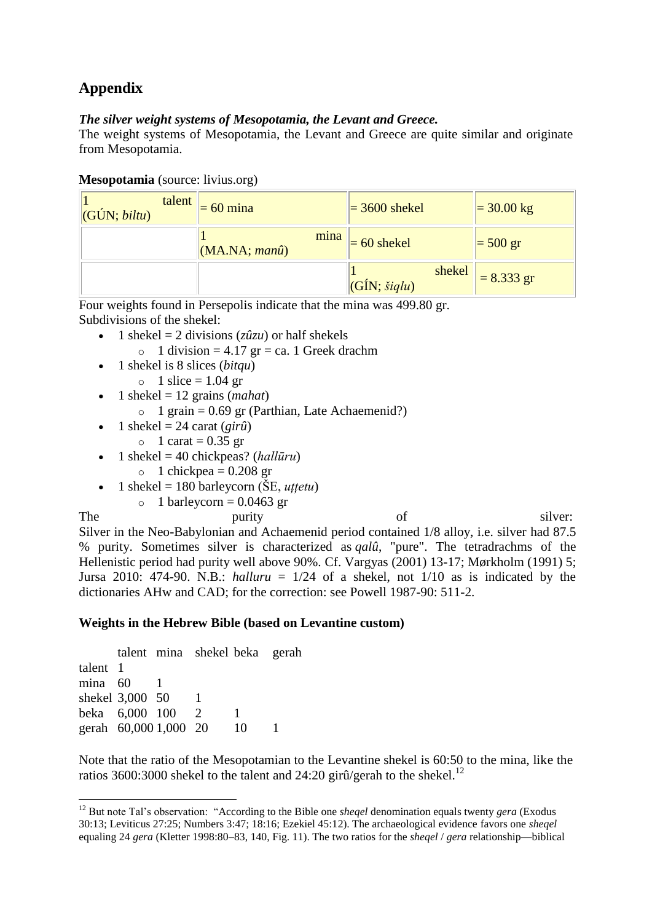## Appendix

***The silver weight systems of Mesopotamia, the Levant and Greece.***

The weight systems of Mesopotamia, the Levant and Greece are quite similar and originate from Mesopotamia.

**Mesopotamia** (source: livius.org)

| | | | |
|---|---|---|---|
| 1 talent (GÚN; *biltu*) | = 60 mina | = 3600 shekel | = 30.00 kg |
| | 1 mina (MA.NA; *manû*) | = 60 shekel | = 500 gr |
| | | 1 shekel (GÍN; *šiqlu*) | = 8.333 gr |

Four weights found in Persepolis indicate that the mina was 499.80 gr.
Subdivisions of the shekel:

- 1 shekel = 2 divisions (*zûzu*) or half shekels
  - 1 division = 4.17 gr = ca. 1 Greek drachm
- 1 shekel is 8 slices (*bitqu*)
  - 1 slice = 1.04 gr
- 1 shekel = 12 grains (*mahat*)
  - 1 grain = 0.69 gr (Parthian, Late Achaemenid?)
- 1 shekel = 24 carat (*girû*)
  - 1 carat = 0.35 gr
- 1 shekel = 40 chickpeas? (*hallūru*)
  - 1 chickpea = 0.208 gr
- 1 shekel = 180 barleycorn (ŠE, *uṭṭetu*)
  - 1 barleycorn = 0.0463 gr

The purity of silver:
Silver in the Neo-Babylonian and Achaemenid period contained 1/8 alloy, i.e. silver had 87.5 % purity. Sometimes silver is characterized as *qalû*, "pure". The tetradrachms of the Hellenistic period had purity well above 90%. Cf. Vargyas (2001) 13-17; Mørkholm (1991) 5; Jursa 2010: 474-90. N.B.: *halluru* = 1/24 of a shekel, not 1/10 as is indicated by the dictionaries AHw and CAD; for the correction: see Powell 1987-90: 511-2.

**Weights in the Hebrew Bible (based on Levantine custom)**

| | talent | mina | shekel | beka | gerah |
|---|---|---|---|---|---|
| talent | 1 | | | | |
| mina | 60 | 1 | | | |
| shekel | 3,000 | 50 | 1 | | |
| beka | 6,000 | 100 | 2 | 1 | |
| gerah | 60,000 | 1,000 | 20 | 10 | 1 |

Note that the ratio of the Mesopotamian to the Levantine shekel is 60:50 to the mina, like the ratios 3600:3000 shekel to the talent and 24:20 girû/gerah to the shekel.[12]

[12] But note Tal's observation: "According to the Bible one *sheqel* denomination equals twenty *gera* (Exodus 30:13; Leviticus 27:25; Numbers 3:47; 18:16; Ezekiel 45:12). The archaeological evidence favors one *sheqel* equaling 24 *gera* (Kletter 1998:80–83, 140, Fig. 11). The two ratios for the *sheqel* / *gera* relationship—biblical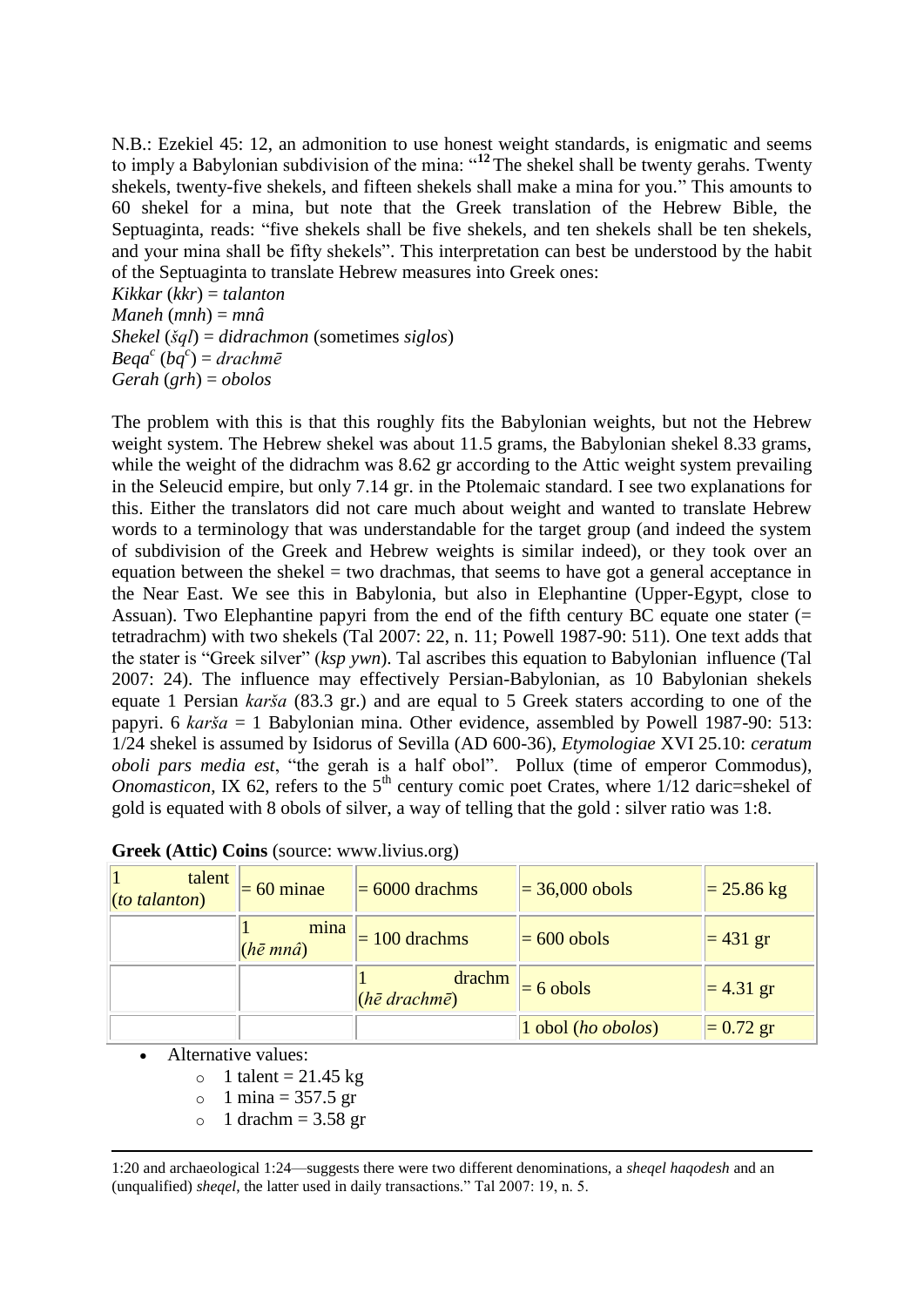N.B.: Ezekiel 45: 12, an admonition to use honest weight standards, is enigmatic and seems to imply a Babylonian subdivision of the mina: "[12] The shekel shall be twenty gerahs. Twenty shekels, twenty-five shekels, and fifteen shekels shall make a mina for you." This amounts to 60 shekel for a mina, but note that the Greek translation of the Hebrew Bible, the Septuaginta, reads: "five shekels shall be five shekels, and ten shekels shall be ten shekels, and your mina shall be fifty shekels". This interpretation can best be understood by the habit of the Septuaginta to translate Hebrew measures into Greek ones:

*Kikkar* (*kkr*) = *talanton*
*Maneh* (*mnh*) = *mnâ*
*Shekel* (*šql*) = *didrachmon* (sometimes *siglos*)
*Beqa*$^c$ (*bq*$^c$) = *drachmē*
*Gerah* (*grh*) = *obolos*

The problem with this is that this roughly fits the Babylonian weights, but not the Hebrew weight system. The Hebrew shekel was about 11.5 grams, the Babylonian shekel 8.33 grams, while the weight of the didrachm was 8.62 gr according to the Attic weight system prevailing in the Seleucid empire, but only 7.14 gr. in the Ptolemaic standard. I see two explanations for this. Either the translators did not care much about weight and wanted to translate Hebrew words to a terminology that was understandable for the target group (and indeed the system of subdivision of the Greek and Hebrew weights is similar indeed), or they took over an equation between the shekel = two drachmas, that seems to have got a general acceptance in the Near East. We see this in Babylonia, but also in Elephantine (Upper-Egypt, close to Assuan). Two Elephantine papyri from the end of the fifth century BC equate one stater (= tetradrachm) with two shekels (Tal 2007: 22, n. 11; Powell 1987-90: 511). One text adds that the stater is "Greek silver" (*ksp ywn*). Tal ascribes this equation to Babylonian influence (Tal 2007: 24). The influence may effectively Persian-Babylonian, as 10 Babylonian shekels equate 1 Persian *karša* (83.3 gr.) and are equal to 5 Greek staters according to one of the papyri. 6 *karša* = 1 Babylonian mina. Other evidence, assembled by Powell 1987-90: 513: 1/24 shekel is assumed by Isidorus of Sevilla (AD 600-36), *Etymologiae* XVI 25.10: *ceratum oboli pars media est*, "the gerah is a half obol". Pollux (time of emperor Commodus), *Onomasticon*, IX 62, refers to the 5th century comic poet Crates, where 1/12 daric=shekel of gold is equated with 8 obols of silver, a way of telling that the gold : silver ratio was 1:8.

**Greek (Attic) Coins** (source: www.livius.org)

| | | | | |
|---|---|---|---|---|
| 1 talent (*to talanton*) | = 60 minae | = 6000 drachms | = 36,000 obols | = 25.86 kg |
| | 1 mina (*hē mnâ*) | = 100 drachms | = 600 obols | = 431 gr |
| | | 1 drachm (*hē drachmē*) | = 6 obols | = 4.31 gr |
| | | | 1 obol (*ho obolos*) | = 0.72 gr |

- Alternative values:
  - 1 talent = 21.45 kg
  - 1 mina = 357.5 gr
  - 1 drachm = 3.58 gr

1:20 and archaeological 1:24—suggests there were two different denominations, a *sheqel haqodesh* and an (unqualified) *sheqel*, the latter used in daily transactions." Tal 2007: 19, n. 5.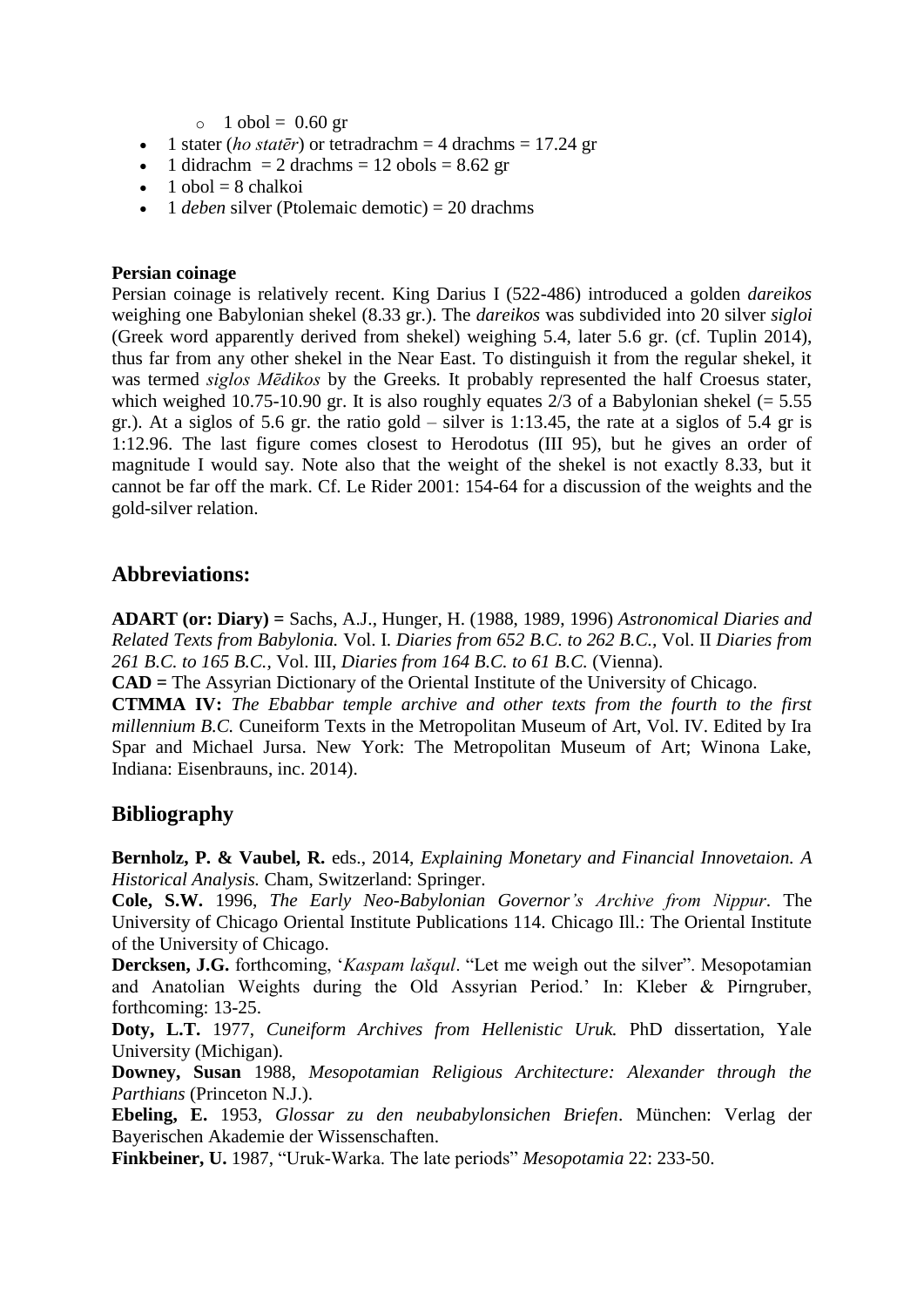- 1 obol = 0.60 gr
- 1 stater (*ho statēr*) or tetradrachm = 4 drachms = 17.24 gr
- 1 didrachm = 2 drachms = 12 obols = 8.62 gr
- 1 obol = 8 chalkoi
- 1 *deben* silver (Ptolemaic demotic) = 20 drachms

**Persian coinage**

Persian coinage is relatively recent. King Darius I (522-486) introduced a golden *dareikos* weighing one Babylonian shekel (8.33 gr.). The *dareikos* was subdivided into 20 silver *sigloi* (Greek word apparently derived from shekel) weighing 5.4, later 5.6 gr. (cf. Tuplin 2014), thus far from any other shekel in the Near East. To distinguish it from the regular shekel, it was termed *siglos Mēdikos* by the Greeks. It probably represented the half Croesus stater, which weighed 10.75-10.90 gr. It is also roughly equates 2/3 of a Babylonian shekel (= 5.55 gr.). At a siglos of 5.6 gr. the ratio gold – silver is 1:13.45, the rate at a siglos of 5.4 gr is 1:12.96. The last figure comes closest to Herodotus (III 95), but he gives an order of magnitude I would say. Note also that the weight of the shekel is not exactly 8.33, but it cannot be far off the mark. Cf. Le Rider 2001: 154-64 for a discussion of the weights and the gold-silver relation.

## Abbreviations:

**ADART (or: Diary) =** Sachs, A.J., Hunger, H. (1988, 1989, 1996) *Astronomical Diaries and Related Texts from Babylonia.* Vol. I. *Diaries from 652 B.C. to 262 B.C.*, Vol. II *Diaries from 261 B.C. to 165 B.C.*, Vol. III, *Diaries from 164 B.C. to 61 B.C.* (Vienna).

**CAD =** The Assyrian Dictionary of the Oriental Institute of the University of Chicago.

**CTMMA IV:** *The Ebabbar temple archive and other texts from the fourth to the first millennium B.C.* Cuneiform Texts in the Metropolitan Museum of Art, Vol. IV. Edited by Ira Spar and Michael Jursa. New York: The Metropolitan Museum of Art; Winona Lake, Indiana: Eisenbrauns, inc. 2014).

## Bibliography

**Bernholz, P. & Vaubel, R.** eds., 2014, *Explaining Monetary and Financial Innovetaion. A Historical Analysis.* Cham, Switzerland: Springer.

**Cole, S.W.** 1996, *The Early Neo-Babylonian Governor's Archive from Nippur*. The University of Chicago Oriental Institute Publications 114. Chicago Ill.: The Oriental Institute of the University of Chicago.

**Dercksen, J.G.** forthcoming, '*Kaspam lašqul*. "Let me weigh out the silver". Mesopotamian and Anatolian Weights during the Old Assyrian Period.' In: Kleber & Pirngruber, forthcoming: 13-25.

**Doty, L.T.** 1977, *Cuneiform Archives from Hellenistic Uruk.* PhD dissertation, Yale University (Michigan).

**Downey, Susan** 1988, *Mesopotamian Religious Architecture: Alexander through the Parthians* (Princeton N.J.).

**Ebeling, E.** 1953, *Glossar zu den neubabylonsichen Briefen*. München: Verlag der Bayerischen Akademie der Wissenschaften.

**Finkbeiner, U.** 1987, "Uruk-Warka. The late periods" *Mesopotamia* 22: 233-50.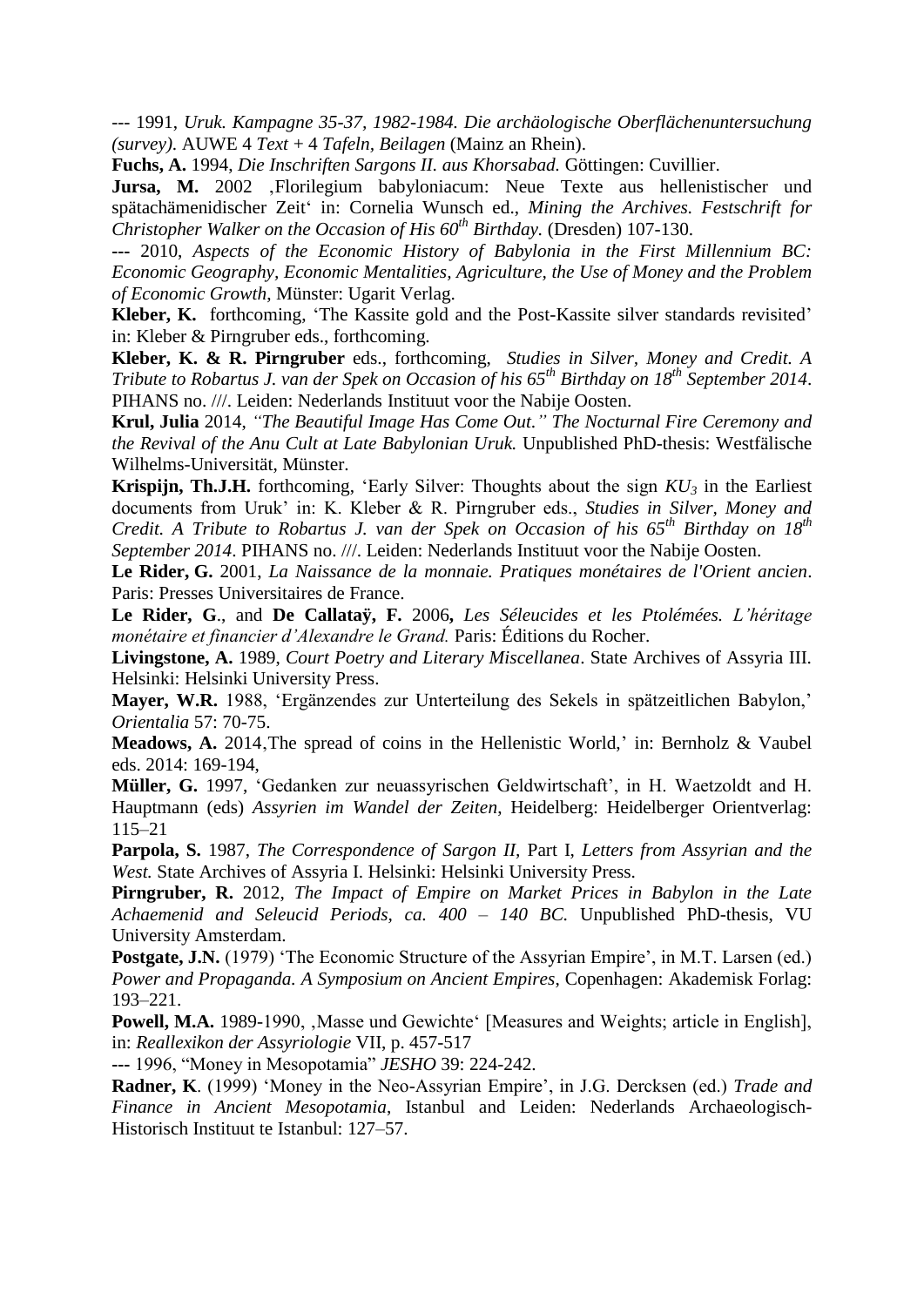--- 1991, *Uruk. Kampagne 35-37, 1982-1984. Die archäologische Oberflächenuntersuchung (survey)*. AUWE 4 *Text* + 4 *Tafeln*, *Beilagen* (Mainz an Rhein).

**Fuchs, A.** 1994, *Die Inschriften Sargons II. aus Khorsabad.* Göttingen: Cuvillier.

**Jursa, M.** 2002 ‚Florilegium babyloniacum: Neue Texte aus hellenistischer und spätachämenidischer Zeit' in: Cornelia Wunsch ed., *Mining the Archives. Festschrift for Christopher Walker on the Occasion of His 60th Birthday.* (Dresden) 107-130.

--- 2010, *Aspects of the Economic History of Babylonia in the First Millennium BC: Economic Geography, Economic Mentalities, Agriculture, the Use of Money and the Problem of Economic Growth*, Münster: Ugarit Verlag.

**Kleber, K.** forthcoming, 'The Kassite gold and the Post-Kassite silver standards revisited' in: Kleber & Pirngruber eds., forthcoming.

**Kleber, K. & R. Pirngruber** eds., forthcoming, *Studies in Silver, Money and Credit. A Tribute to Robartus J. van der Spek on Occasion of his 65th Birthday on 18th September 2014*. PIHANS no. ///. Leiden: Nederlands Instituut voor the Nabije Oosten.

**Krul, Julia** 2014, *"The Beautiful Image Has Come Out." The Nocturnal Fire Ceremony and the Revival of the Anu Cult at Late Babylonian Uruk.* Unpublished PhD-thesis: Westfälische Wilhelms-Universität, Münster.

**Krispijn, Th.J.H.** forthcoming, 'Early Silver: Thoughts about the sign $KU_3$ in the Earliest documents from Uruk' in: K. Kleber & R. Pirngruber eds., *Studies in Silver, Money and Credit. A Tribute to Robartus J. van der Spek on Occasion of his 65th Birthday on 18th September 2014*. PIHANS no. ///. Leiden: Nederlands Instituut voor the Nabije Oosten.

**Le Rider, G.** 2001, *La Naissance de la monnaie. Pratiques monétaires de l'Orient ancien*. Paris: Presses Universitaires de France.

**Le Rider, G**., and **De Callataÿ, F.** 2006**,** *Les Séleucides et les Ptolémées. L'héritage monétaire et financier d'Alexandre le Grand.* Paris: Éditions du Rocher.

**Livingstone, A.** 1989, *Court Poetry and Literary Miscellanea*. State Archives of Assyria III. Helsinki: Helsinki University Press.

**Mayer, W.R.** 1988, 'Ergänzendes zur Unterteilung des Sekels in spätzeitlichen Babylon,' *Orientalia* 57: 70-75.

**Meadows, A.** 2014,The spread of coins in the Hellenistic World,' in: Bernholz & Vaubel eds. 2014: 169-194,

**Müller, G.** 1997, 'Gedanken zur neuassyrischen Geldwirtschaft', in H. Waetzoldt and H. Hauptmann (eds) *Assyrien im Wandel der Zeiten*, Heidelberg: Heidelberger Orientverlag: 115–21

**Parpola, S.** 1987, *The Correspondence of Sargon II,* Part I, *Letters from Assyrian and the West.* State Archives of Assyria I. Helsinki: Helsinki University Press.

**Pirngruber, R.** 2012, *The Impact of Empire on Market Prices in Babylon in the Late Achaemenid and Seleucid Periods, ca. 400 – 140 BC.* Unpublished PhD-thesis, VU University Amsterdam.

**Postgate, J.N.** (1979) 'The Economic Structure of the Assyrian Empire', in M.T. Larsen (ed.) *Power and Propaganda. A Symposium on Ancient Empires*, Copenhagen: Akademisk Forlag: 193–221.

**Powell, M.A.** 1989-1990, ‚Masse und Gewichte' [Measures and Weights; article in English], in: *Reallexikon der Assyriologie* VII, p. 457-517

--- 1996, "Money in Mesopotamia" *JESHO* 39: 224-242.

**Radner, K**. (1999) 'Money in the Neo-Assyrian Empire', in J.G. Dercksen (ed.) *Trade and Finance in Ancient Mesopotamia*, Istanbul and Leiden: Nederlands Archaeologisch-Historisch Instituut te Istanbul: 127–57.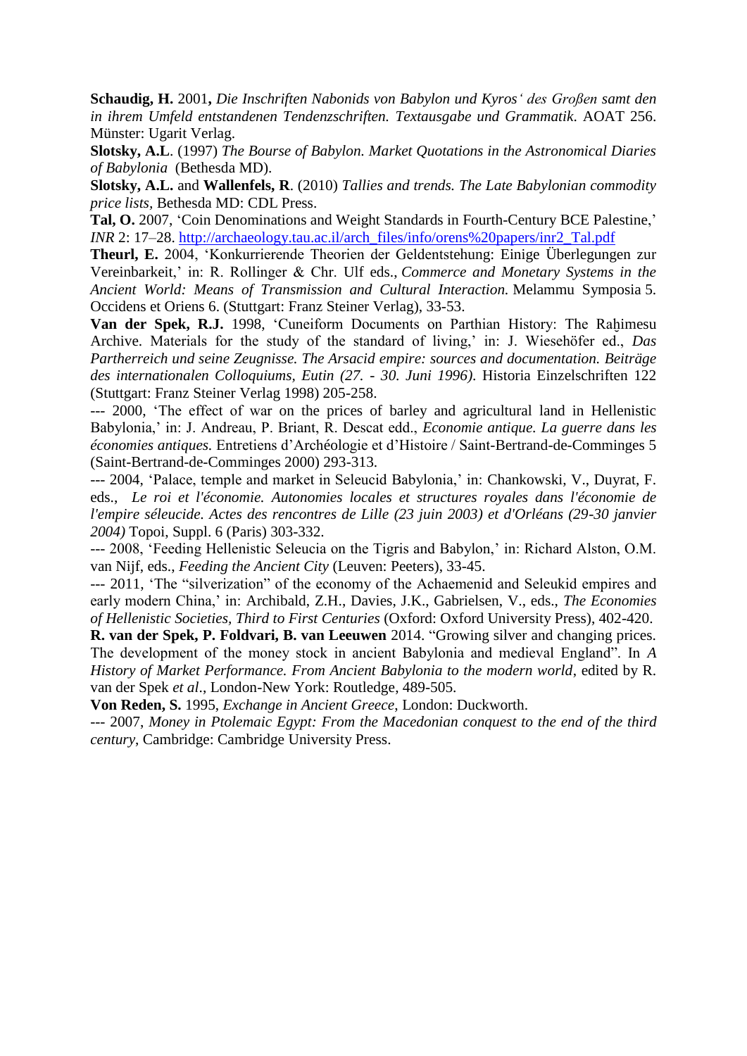**Schaudig, H.** 2001**,** *Die Inschriften Nabonids von Babylon und Kyros' des Großen samt den in ihrem Umfeld entstandenen Tendenzschriften. Textausgabe und Grammatik*. AOAT 256. Münster: Ugarit Verlag.

**Slotsky, A.L**. (1997) *The Bourse of Babylon. Market Quotations in the Astronomical Diaries of Babylonia* (Bethesda MD).

**Slotsky, A.L.** and **Wallenfels, R**. (2010) *Tallies and trends. The Late Babylonian commodity price lists*, Bethesda MD: CDL Press.

**Tal, O.** 2007, 'Coin Denominations and Weight Standards in Fourth-Century BCE Palestine,' *INR* 2: 17–28. http://archaeology.tau.ac.il/arch_files/info/orens%20papers/inr2_Tal.pdf

**Theurl, E.** 2004, 'Konkurrierende Theorien der Geldentstehung: Einige Überlegungen zur Vereinbarkeit,' in: R. Rollinger & Chr. Ulf eds., *Commerce and Monetary Systems in the Ancient World: Means of Transmission and Cultural Interaction.* Melammu Symposia 5. Occidens et Oriens 6. (Stuttgart: Franz Steiner Verlag), 33-53.

**Van der Spek, R.J.** 1998, 'Cuneiform Documents on Parthian History: The Raḫimesu Archive. Materials for the study of the standard of living,' in: J. Wiesehöfer ed., *Das Partherreich und seine Zeugnisse. The Arsacid empire: sources and documentation. Beiträge des internationalen Colloquiums, Eutin (27. - 30. Juni 1996)*. Historia Einzelschriften 122 (Stuttgart: Franz Steiner Verlag 1998) 205-258.

--- 2000, 'The effect of war on the prices of barley and agricultural land in Hellenistic Babylonia,' in: J. Andreau, P. Briant, R. Descat edd., *Economie antique. La guerre dans les économies antiques.* Entretiens d'Archéologie et d'Histoire / Saint-Bertrand-de-Comminges 5 (Saint-Bertrand-de-Comminges 2000) 293-313.

--- 2004, 'Palace, temple and market in Seleucid Babylonia,' in: Chankowski, V., Duyrat, F. eds., *Le roi et l'économie. Autonomies locales et structures royales dans l'économie de l'empire séleucide. Actes des rencontres de Lille (23 juin 2003) et d'Orléans (29-30 janvier 2004)* Topoi, Suppl. 6 (Paris) 303-332.

--- 2008, 'Feeding Hellenistic Seleucia on the Tigris and Babylon,' in: Richard Alston, O.M. van Nijf, eds., *Feeding the Ancient City* (Leuven: Peeters), 33-45.

--- 2011, 'The "silverization" of the economy of the Achaemenid and Seleukid empires and early modern China,' in: Archibald, Z.H., Davies, J.K., Gabrielsen, V., eds., *The Economies of Hellenistic Societies, Third to First Centuries* (Oxford: Oxford University Press), 402-420.

**R. van der Spek, P. Foldvari, B. van Leeuwen** 2014. "Growing silver and changing prices. The development of the money stock in ancient Babylonia and medieval England". In *A History of Market Performance. From Ancient Babylonia to the modern world*, edited by R. van der Spek *et al*., London-New York: Routledge, 489-505.

**Von Reden, S.** 1995, *Exchange in Ancient Greece*, London: Duckworth.

--- 2007, *Money in Ptolemaic Egypt: From the Macedonian conquest to the end of the third century*, Cambridge: Cambridge University Press.